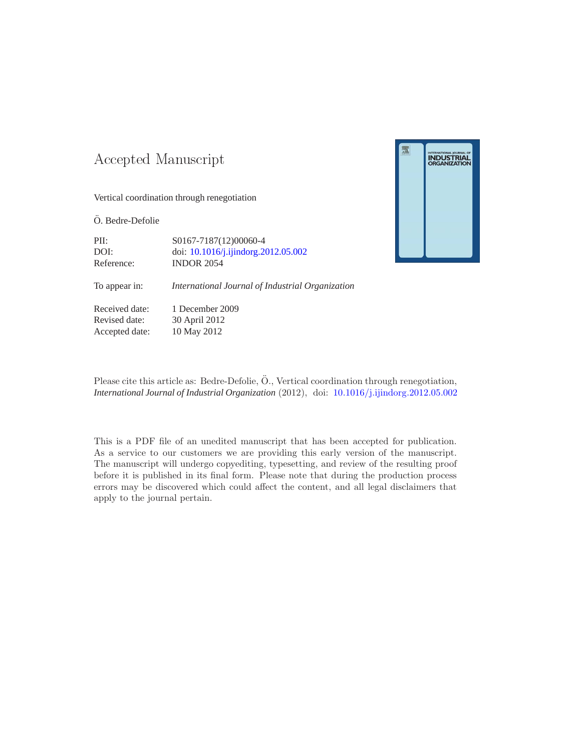# Accepted Manuscript

Vertical coordination through renegotiation

Ö. Bedre-Defolie

| | |
|---|---|
| PII: | S0167-7187(12)00060-4 |
| DOI: | doi: 10.1016/j.ijindorg.2012.05.002 |
| Reference: | INDOR 2054 |
| To appear in: | *International Journal of Industrial Organization* |
| Received date: | 1 December 2009 |
| Revised date: | 30 April 2012 |
| Accepted date: | 10 May 2012 |

Please cite this article as: Bedre-Defolie, Ö., Vertical coordination through renegotiation, *International Journal of Industrial Organization* (2012), doi: 10.1016/j.ijindorg.2012.05.002

This is a PDF file of an unedited manuscript that has been accepted for publication. As a service to our customers we are providing this early version of the manuscript. The manuscript will undergo copyediting, typesetting, and review of the resulting proof before it is published in its final form. Please note that during the production process errors may be discovered which could affect the content, and all legal disclaimers that apply to the journal pertain.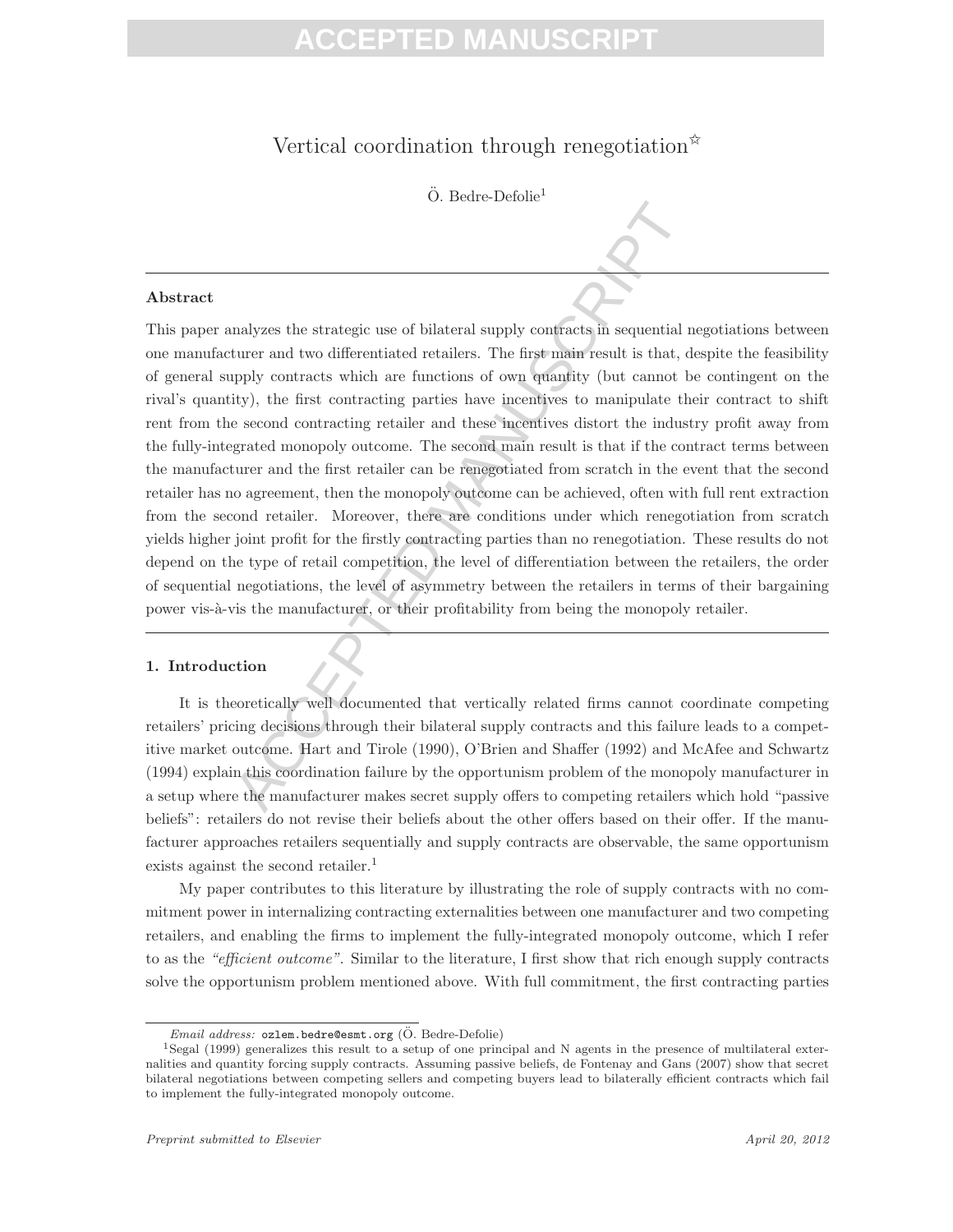# Vertical coordination through renegotiation[☆]

Ö. Bedre-Defolie[1]

## Abstract

This paper analyzes the strategic use of bilateral supply contracts in sequential negotiations between one manufacturer and two differentiated retailers. The first main result is that, despite the feasibility of general supply contracts which are functions of own quantity (but cannot be contingent on the rival's quantity), the first contracting parties have incentives to manipulate their contract to shift rent from the second contracting retailer and these incentives distort the industry profit away from the fully-integrated monopoly outcome. The second main result is that if the contract terms between the manufacturer and the first retailer can be renegotiated from scratch in the event that the second retailer has no agreement, then the monopoly outcome can be achieved, often with full rent extraction from the second retailer. Moreover, there are conditions under which renegotiation from scratch yields higher joint profit for the firstly contracting parties than no renegotiation. These results do not depend on the type of retail competition, the level of differentiation between the retailers, the order of sequential negotiations, the level of asymmetry between the retailers in terms of their bargaining power vis-à-vis the manufacturer, or their profitability from being the monopoly retailer.

## 1. Introduction

It is theoretically well documented that vertically related firms cannot coordinate competing retailers' pricing decisions through their bilateral supply contracts and this failure leads to a competitive market outcome. Hart and Tirole (1990), O'Brien and Shaffer (1992) and McAfee and Schwartz (1994) explain this coordination failure by the opportunism problem of the monopoly manufacturer in a setup where the manufacturer makes secret supply offers to competing retailers which hold "passive beliefs": retailers do not revise their beliefs about the other offers based on their offer. If the manufacturer approaches retailers sequentially and supply contracts are observable, the same opportunism exists against the second retailer.[1]

My paper contributes to this literature by illustrating the role of supply contracts with no commitment power in internalizing contracting externalities between one manufacturer and two competing retailers, and enabling the firms to implement the fully-integrated monopoly outcome, which I refer to as the *"efficient outcome"*. Similar to the literature, I first show that rich enough supply contracts solve the opportunism problem mentioned above. With full commitment, the first contracting parties

---

*Email address:* ozlem.bedre@esmt.org (Ö. Bedre-Defolie)

[1] Segal (1999) generalizes this result to a setup of one principal and N agents in the presence of multilateral externalities and quantity forcing supply contracts. Assuming passive beliefs, de Fontenay and Gans (2007) show that secret bilateral negotiations between competing sellers and competing buyers lead to bilaterally efficient contracts which fail to implement the fully-integrated monopoly outcome.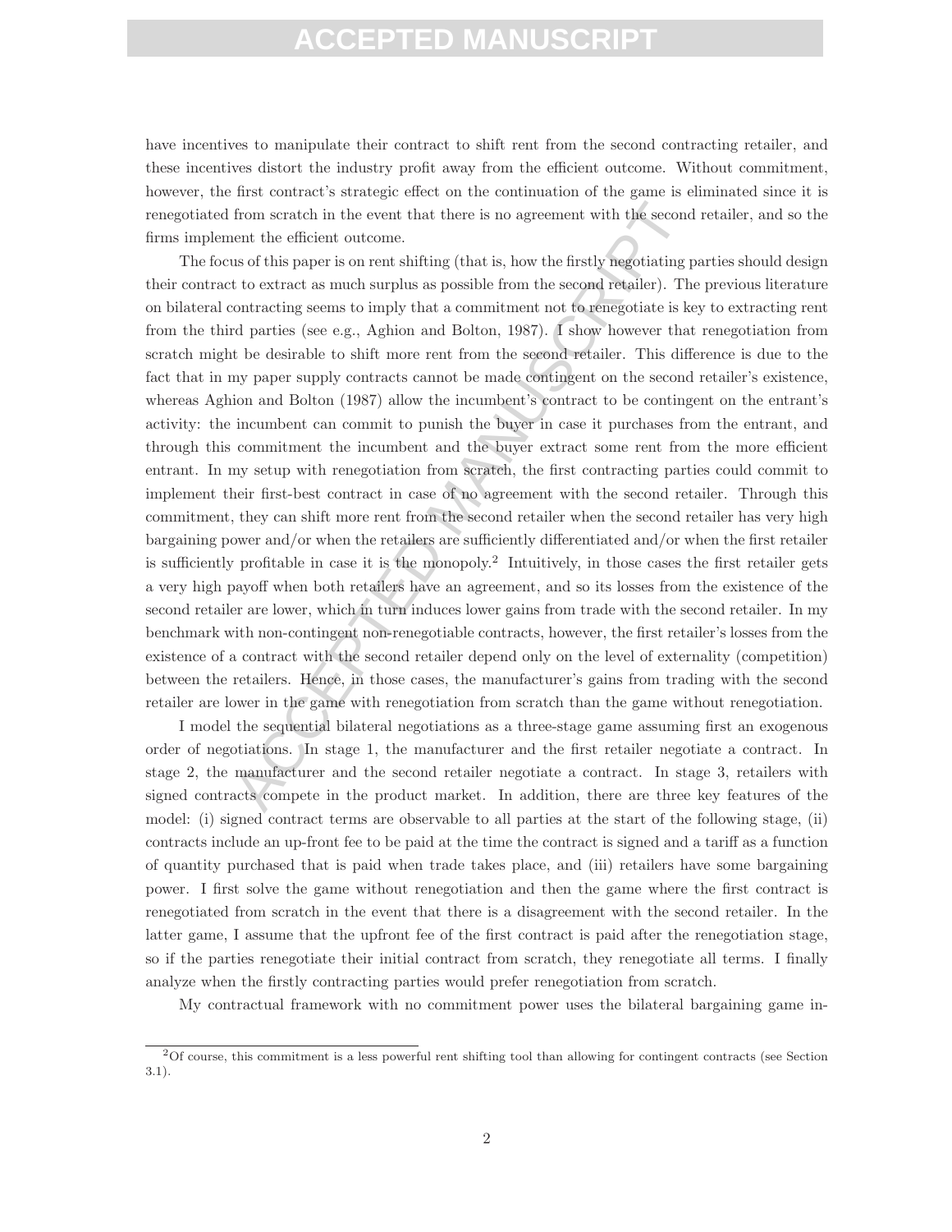have incentives to manipulate their contract to shift rent from the second contracting retailer, and these incentives distort the industry profit away from the efficient outcome. Without commitment, however, the first contract's strategic effect on the continuation of the game is eliminated since it is renegotiated from scratch in the event that there is no agreement with the second retailer, and so the firms implement the efficient outcome.

The focus of this paper is on rent shifting (that is, how the firstly negotiating parties should design their contract to extract as much surplus as possible from the second retailer). The previous literature on bilateral contracting seems to imply that a commitment not to renegotiate is key to extracting rent from the third parties (see e.g., Aghion and Bolton, 1987). I show however that renegotiation from scratch might be desirable to shift more rent from the second retailer. This difference is due to the fact that in my paper supply contracts cannot be made contingent on the second retailer's existence, whereas Aghion and Bolton (1987) allow the incumbent's contract to be contingent on the entrant's activity: the incumbent can commit to punish the buyer in case it purchases from the entrant, and through this commitment the incumbent and the buyer extract some rent from the more efficient entrant. In my setup with renegotiation from scratch, the first contracting parties could commit to implement their first-best contract in case of no agreement with the second retailer. Through this commitment, they can shift more rent from the second retailer when the second retailer has very high bargaining power and/or when the retailers are sufficiently differentiated and/or when the first retailer is sufficiently profitable in case it is the monopoly.[2] Intuitively, in those cases the first retailer gets a very high payoff when both retailers have an agreement, and so its losses from the existence of the second retailer are lower, which in turn induces lower gains from trade with the second retailer. In my benchmark with non-contingent non-renegotiable contracts, however, the first retailer's losses from the existence of a contract with the second retailer depend only on the level of externality (competition) between the retailers. Hence, in those cases, the manufacturer's gains from trading with the second retailer are lower in the game with renegotiation from scratch than the game without renegotiation.

I model the sequential bilateral negotiations as a three-stage game assuming first an exogenous order of negotiations. In stage 1, the manufacturer and the first retailer negotiate a contract. In stage 2, the manufacturer and the second retailer negotiate a contract. In stage 3, retailers with signed contracts compete in the product market. In addition, there are three key features of the model: (i) signed contract terms are observable to all parties at the start of the following stage, (ii) contracts include an up-front fee to be paid at the time the contract is signed and a tariff as a function of quantity purchased that is paid when trade takes place, and (iii) retailers have some bargaining power. I first solve the game without renegotiation and then the game where the first contract is renegotiated from scratch in the event that there is a disagreement with the second retailer. In the latter game, I assume that the upfront fee of the first contract is paid after the renegotiation stage, so if the parties renegotiate their initial contract from scratch, they renegotiate all terms. I finally analyze when the firstly contracting parties would prefer renegotiation from scratch.

My contractual framework with no commitment power uses the bilateral bargaining game in-

[2] Of course, this commitment is a less powerful rent shifting tool than allowing for contingent contracts (see Section 3.1).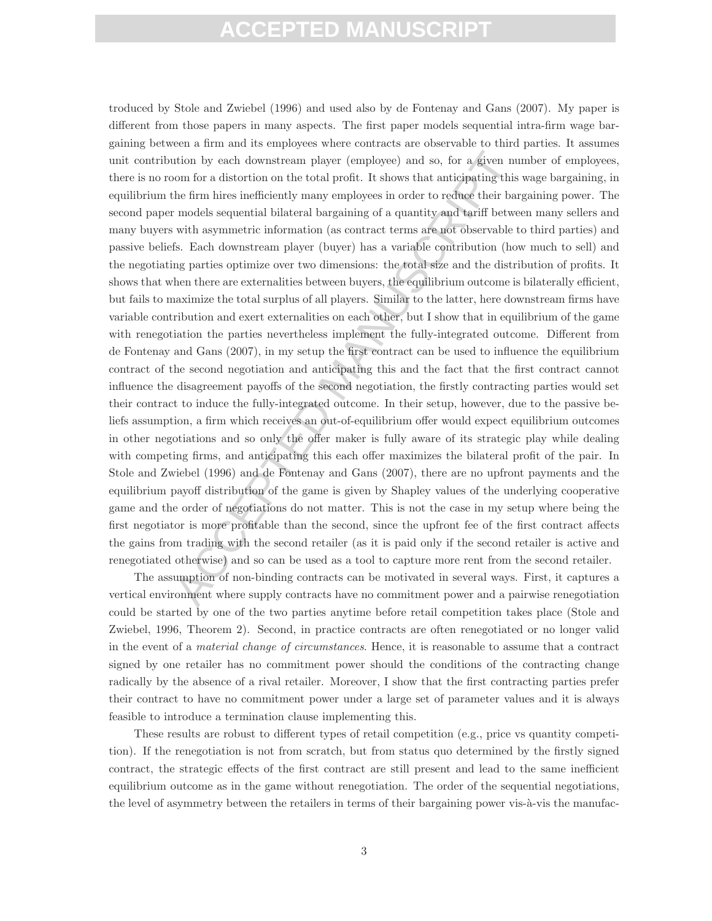troduced by Stole and Zwiebel (1996) and used also by de Fontenay and Gans (2007). My paper is different from those papers in many aspects. The first paper models sequential intra-firm wage bargaining between a firm and its employees where contracts are observable to third parties. It assumes unit contribution by each downstream player (employee) and so, for a given number of employees, there is no room for a distortion on the total profit. It shows that anticipating this wage bargaining, in equilibrium the firm hires inefficiently many employees in order to reduce their bargaining power. The second paper models sequential bilateral bargaining of a quantity and tariff between many sellers and many buyers with asymmetric information (as contract terms are not observable to third parties) and passive beliefs. Each downstream player (buyer) has a variable contribution (how much to sell) and the negotiating parties optimize over two dimensions: the total size and the distribution of profits. It shows that when there are externalities between buyers, the equilibrium outcome is bilaterally efficient, but fails to maximize the total surplus of all players. Similar to the latter, here downstream firms have variable contribution and exert externalities on each other, but I show that in equilibrium of the game with renegotiation the parties nevertheless implement the fully-integrated outcome. Different from de Fontenay and Gans (2007), in my setup the first contract can be used to influence the equilibrium contract of the second negotiation and anticipating this and the fact that the first contract cannot influence the disagreement payoffs of the second negotiation, the firstly contracting parties would set their contract to induce the fully-integrated outcome. In their setup, however, due to the passive beliefs assumption, a firm which receives an out-of-equilibrium offer would expect equilibrium outcomes in other negotiations and so only the offer maker is fully aware of its strategic play while dealing with competing firms, and anticipating this each offer maximizes the bilateral profit of the pair. In Stole and Zwiebel (1996) and de Fontenay and Gans (2007), there are no upfront payments and the equilibrium payoff distribution of the game is given by Shapley values of the underlying cooperative game and the order of negotiations do not matter. This is not the case in my setup where being the first negotiator is more profitable than the second, since the upfront fee of the first contract affects the gains from trading with the second retailer (as it is paid only if the second retailer is active and renegotiated otherwise) and so can be used as a tool to capture more rent from the second retailer.

The assumption of non-binding contracts can be motivated in several ways. First, it captures a vertical environment where supply contracts have no commitment power and a pairwise renegotiation could be started by one of the two parties anytime before retail competition takes place (Stole and Zwiebel, 1996, Theorem 2). Second, in practice contracts are often renegotiated or no longer valid in the event of a *material change of circumstances*. Hence, it is reasonable to assume that a contract signed by one retailer has no commitment power should the conditions of the contracting change radically by the absence of a rival retailer. Moreover, I show that the first contracting parties prefer their contract to have no commitment power under a large set of parameter values and it is always feasible to introduce a termination clause implementing this.

These results are robust to different types of retail competition (e.g., price vs quantity competition). If the renegotiation is not from scratch, but from status quo determined by the firstly signed contract, the strategic effects of the first contract are still present and lead to the same inefficient equilibrium outcome as in the game without renegotiation. The order of the sequential negotiations, the level of asymmetry between the retailers in terms of their bargaining power vis-à-vis the manufac-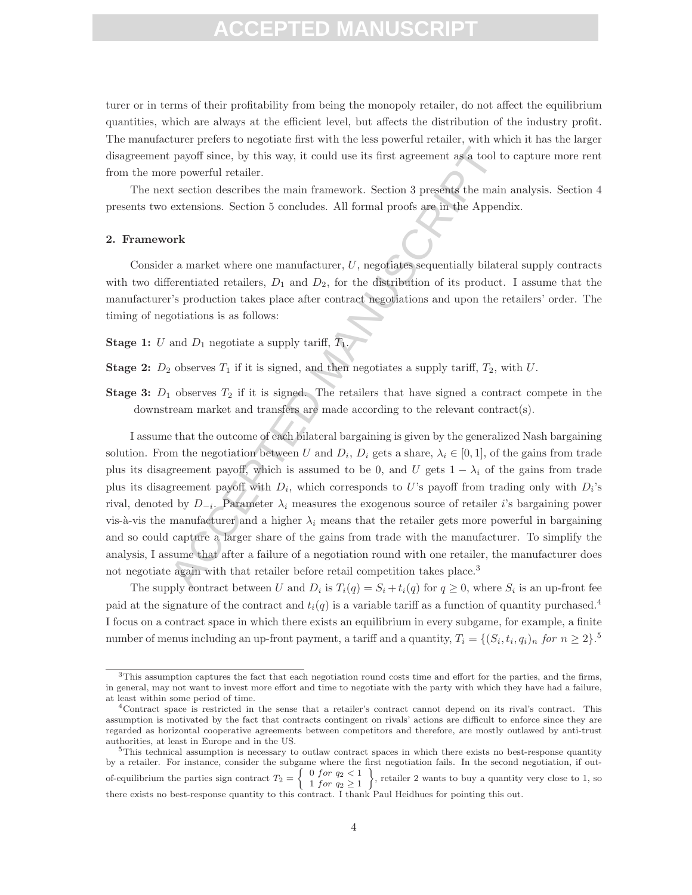turer or in terms of their profitability from being the monopoly retailer, do not affect the equilibrium quantities, which are always at the efficient level, but affects the distribution of the industry profit. The manufacturer prefers to negotiate first with the less powerful retailer, with which it has the larger disagreement payoff since, by this way, it could use its first agreement as a tool to capture more rent from the more powerful retailer.

The next section describes the main framework. Section 3 presents the main analysis. Section 4 presents two extensions. Section 5 concludes. All formal proofs are in the Appendix.

## 2. Framework

Consider a market where one manufacturer, $U$, negotiates sequentially bilateral supply contracts with two differentiated retailers, $D_1$ and $D_2$, for the distribution of its product. I assume that the manufacturer's production takes place after contract negotiations and upon the retailers' order. The timing of negotiations is as follows:

**Stage 1:** $U$ and $D_1$ negotiate a supply tariff, $T_1$.

**Stage 2:** $D_2$ observes $T_1$ if it is signed, and then negotiates a supply tariff, $T_2$, with $U$.

**Stage 3:** $D_1$ observes $T_2$ if it is signed. The retailers that have signed a contract compete in the downstream market and transfers are made according to the relevant contract(s).

I assume that the outcome of each bilateral bargaining is given by the generalized Nash bargaining solution. From the negotiation between $U$ and $D_i$, $D_i$ gets a share, $\lambda_i \in [0, 1]$, of the gains from trade plus its disagreement payoff, which is assumed to be 0, and $U$ gets $1 - \lambda_i$ of the gains from trade plus its disagreement payoff with $D_i$, which corresponds to $U$'s payoff from trading only with $D_i$'s rival, denoted by $D_{-i}$. Parameter $\lambda_i$ measures the exogenous source of retailer $i$'s bargaining power vis-à-vis the manufacturer and a higher $\lambda_i$ means that the retailer gets more powerful in bargaining and so could capture a larger share of the gains from trade with the manufacturer. To simplify the analysis, I assume that after a failure of a negotiation round with one retailer, the manufacturer does not negotiate again with that retailer before retail competition takes place.[3]

The supply contract between $U$ and $D_i$ is $T_i(q) = S_i + t_i(q)$ for $q \geq 0$, where $S_i$ is an up-front fee paid at the signature of the contract and $t_i(q)$ is a variable tariff as a function of quantity purchased.[4] I focus on a contract space in which there exists an equilibrium in every subgame, for example, a finite number of menus including an up-front payment, a tariff and a quantity, $T_i = \{(S_i, t_i, q_i)_n \ for \ n \geq 2\}$.[5]

---

[3] This assumption captures the fact that each negotiation round costs time and effort for the parties, and the firms, in general, may not want to invest more effort and time to negotiate with the party with which they have had a failure, at least within some period of time.

[4] Contract space is restricted in the sense that a retailer's contract cannot depend on its rival's contract. This assumption is motivated by the fact that contracts contingent on rivals' actions are difficult to enforce since they are regarded as horizontal cooperative agreements between competitors and therefore, are mostly outlawed by anti-trust authorities, at least in Europe and in the US.

[5] This technical assumption is necessary to outlaw contract spaces in which there exists no best-response quantity by a retailer. For instance, consider the subgame where the first negotiation fails. In the second negotiation, if out-of-equilibrium the parties sign contract $T_2 = \left\{ \begin{array}{l} 0 \ for \ q_2 < 1 \\ 1 \ for \ q_2 \geq 1 \end{array} \right\}$, retailer 2 wants to buy a quantity very close to 1, so there exists no best-response quantity to this contract. I thank Paul Heidhues for pointing this out.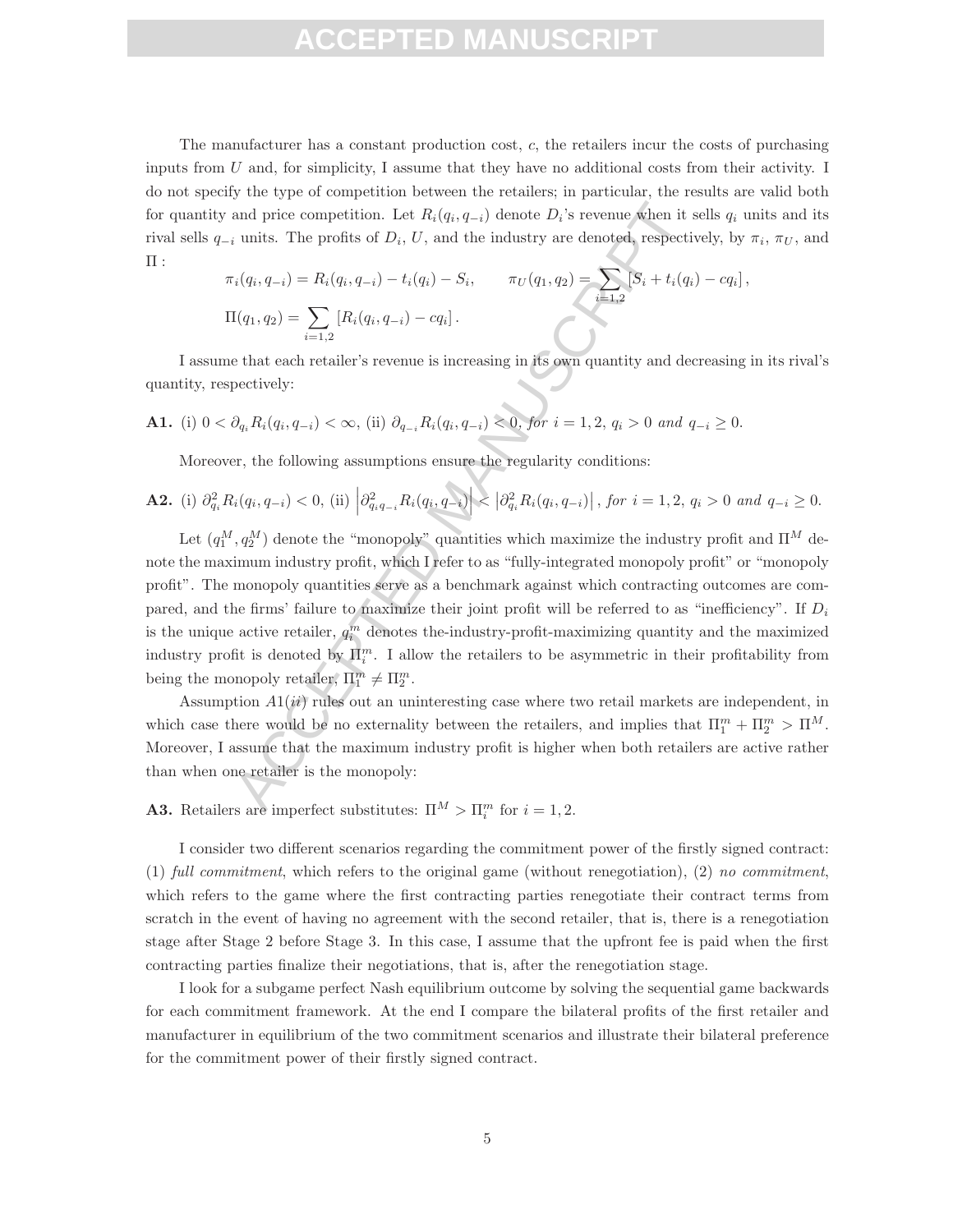The manufacturer has a constant production cost, $c$, the retailers incur the costs of purchasing inputs from $U$ and, for simplicity, I assume that they have no additional costs from their activity. I do not specify the type of competition between the retailers; in particular, the results are valid both for quantity and price competition. Let $R_i(q_i, q_{-i})$ denote $D_i$'s revenue when it sells $q_i$ units and its rival sells $q_{-i}$ units. The profits of $D_i$, $U$, and the industry are denoted, respectively, by $\pi_i$, $\pi_U$, and $\Pi$ :

$$\pi_i(q_i, q_{-i}) = R_i(q_i, q_{-i}) - t_i(q_i) - S_i, \qquad \pi_U(q_1, q_2) = \sum_{i=1,2} [S_i + t_i(q_i) - cq_i],$$

$$\Pi(q_1, q_2) = \sum_{i=1,2} [R_i(q_i, q_{-i}) - cq_i].$$

I assume that each retailer's revenue is increasing in its own quantity and decreasing in its rival's quantity, respectively:

**A1.** (i) $0 < \partial_{q_i} R_i(q_i, q_{-i}) < \infty$, (ii) $\partial_{q_{-i}} R_i(q_i, q_{-i}) < 0$, *for* $i = 1, 2$, $q_i > 0$ *and* $q_{-i} \geq 0$.

Moreover, the following assumptions ensure the regularity conditions:

**A2.** (i) $\partial^2_{q_i} R_i(q_i, q_{-i}) < 0$, (ii) $\left|\partial^2_{q_i q_{-i}} R_i(q_i, q_{-i})\right| < \left|\partial^2_{q_i} R_i(q_i, q_{-i})\right|$, *for* $i = 1, 2$, $q_i > 0$ *and* $q_{-i} \geq 0$.

Let $(q_1^M, q_2^M)$ denote the "monopoly" quantities which maximize the industry profit and $\Pi^M$ denote the maximum industry profit, which I refer to as "fully-integrated monopoly profit" or "monopoly profit". The monopoly quantities serve as a benchmark against which contracting outcomes are compared, and the firms' failure to maximize their joint profit will be referred to as "inefficiency". If $D_i$ is the unique active retailer, $q_i^m$ denotes the-industry-profit-maximizing quantity and the maximized industry profit is denoted by $\Pi_i^m$. I allow the retailers to be asymmetric in their profitability from being the monopoly retailer, $\Pi_1^m \neq \Pi_2^m$.

Assumption $A1(ii)$ rules out an uninteresting case where two retail markets are independent, in which case there would be no externality between the retailers, and implies that $\Pi_1^m + \Pi_2^m > \Pi^M$. Moreover, I assume that the maximum industry profit is higher when both retailers are active rather than when one retailer is the monopoly:

**A3.** Retailers are imperfect substitutes: $\Pi^M > \Pi_i^m$ for $i = 1, 2$.

I consider two different scenarios regarding the commitment power of the firstly signed contract: (1) *full commitment*, which refers to the original game (without renegotiation), (2) *no commitment*, which refers to the game where the first contracting parties renegotiate their contract terms from scratch in the event of having no agreement with the second retailer, that is, there is a renegotiation stage after Stage 2 before Stage 3. In this case, I assume that the upfront fee is paid when the first contracting parties finalize their negotiations, that is, after the renegotiation stage.

I look for a subgame perfect Nash equilibrium outcome by solving the sequential game backwards for each commitment framework. At the end I compare the bilateral profits of the first retailer and manufacturer in equilibrium of the two commitment scenarios and illustrate their bilateral preference for the commitment power of their firstly signed contract.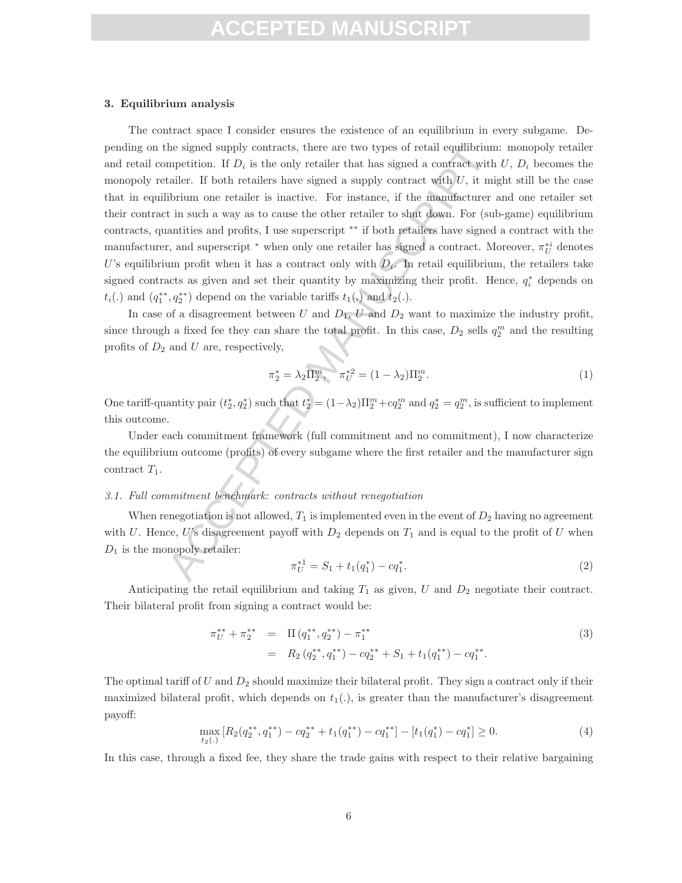## 3. Equilibrium analysis

The contract space I consider ensures the existence of an equilibrium in every subgame. Depending on the signed supply contracts, there are two types of retail equilibrium: monopoly retailer and retail competition. If $D_i$ is the only retailer that has signed a contract with $U$, $D_i$ becomes the monopoly retailer. If both retailers have signed a supply contract with $U$, it might still be the case that in equilibrium one retailer is inactive. For instance, if the manufacturer and one retailer set their contract in such a way as to cause the other retailer to shut down. For (sub-game) equilibrium contracts, quantities and profits, I use superscript $^{**}$ if both retailers have signed a contract with the manufacturer, and superscript $^{*}$ when only one retailer has signed a contract. Moreover, $\pi_U^{*i}$ denotes $U$'s equilibrium profit when it has a contract only with $D_i$. In retail equilibrium, the retailers take signed contracts as given and set their quantity by maximizing their profit. Hence, $q_i^*$ depends on $t_i(.)$ and $(q_1^{**}, q_2^{**})$ depend on the variable tariffs $t_1(.)$ and $t_2(.)$.

In case of a disagreement between $U$ and $D_1$, $U$ and $D_2$ want to maximize the industry profit, since through a fixed fee they can share the total profit. In this case, $D_2$ sells $q_2^m$ and the resulting profits of $D_2$ and $U$ are, respectively,

$$\pi_2^* = \lambda_2 \Pi_2^m, \quad \pi_U^{*2} = (1 - \lambda_2)\Pi_2^m. \tag{1}$$

One tariff-quantity pair $(t_2^*, q_2^*)$ such that $t_2^* = (1-\lambda_2)\Pi_2^m + cq_2^m$ and $q_2^* = q_2^m$, is sufficient to implement this outcome.

Under each commitment framework (full commitment and no commitment), I now characterize the equilibrium outcome (profits) of every subgame where the first retailer and the manufacturer sign contract $T_1$.

### 3.1. *Full commitment benchmark: contracts without renegotiation*

When renegotiation is not allowed, $T_1$ is implemented even in the event of $D_2$ having no agreement with $U$. Hence, $U$'s disagreement payoff with $D_2$ depends on $T_1$ and is equal to the profit of $U$ when $D_1$ is the monopoly retailer:

$$\pi_U^{*1} = S_1 + t_1(q_1^*) - cq_1^*. \tag{2}$$

Anticipating the retail equilibrium and taking $T_1$ as given, $U$ and $D_2$ negotiate their contract. Their bilateral profit from signing a contract would be:

$$\begin{aligned} \pi_U^{**} + \pi_2^{**} &= \Pi\left(q_1^{**}, q_2^{**}\right) - \pi_1^{**} \\ &= R_2\left(q_2^{**}, q_1^{**}\right) - cq_2^{**} + S_1 + t_1(q_1^{**}) - cq_1^{**}. \end{aligned} \tag{3}$$

The optimal tariff of $U$ and $D_2$ should maximize their bilateral profit. They sign a contract only if their maximized bilateral profit, which depends on $t_1(.)$, is greater than the manufacturer's disagreement payoff:

$$\max_{t_2(.)} \left[R_2(q_2^{**}, q_1^{**}) - cq_2^{**} + t_1(q_1^{**}) - cq_1^{**}\right] - \left[t_1(q_1^*) - cq_1^*\right] \geq 0. \tag{4}$$

In this case, through a fixed fee, they share the trade gains with respect to their relative bargaining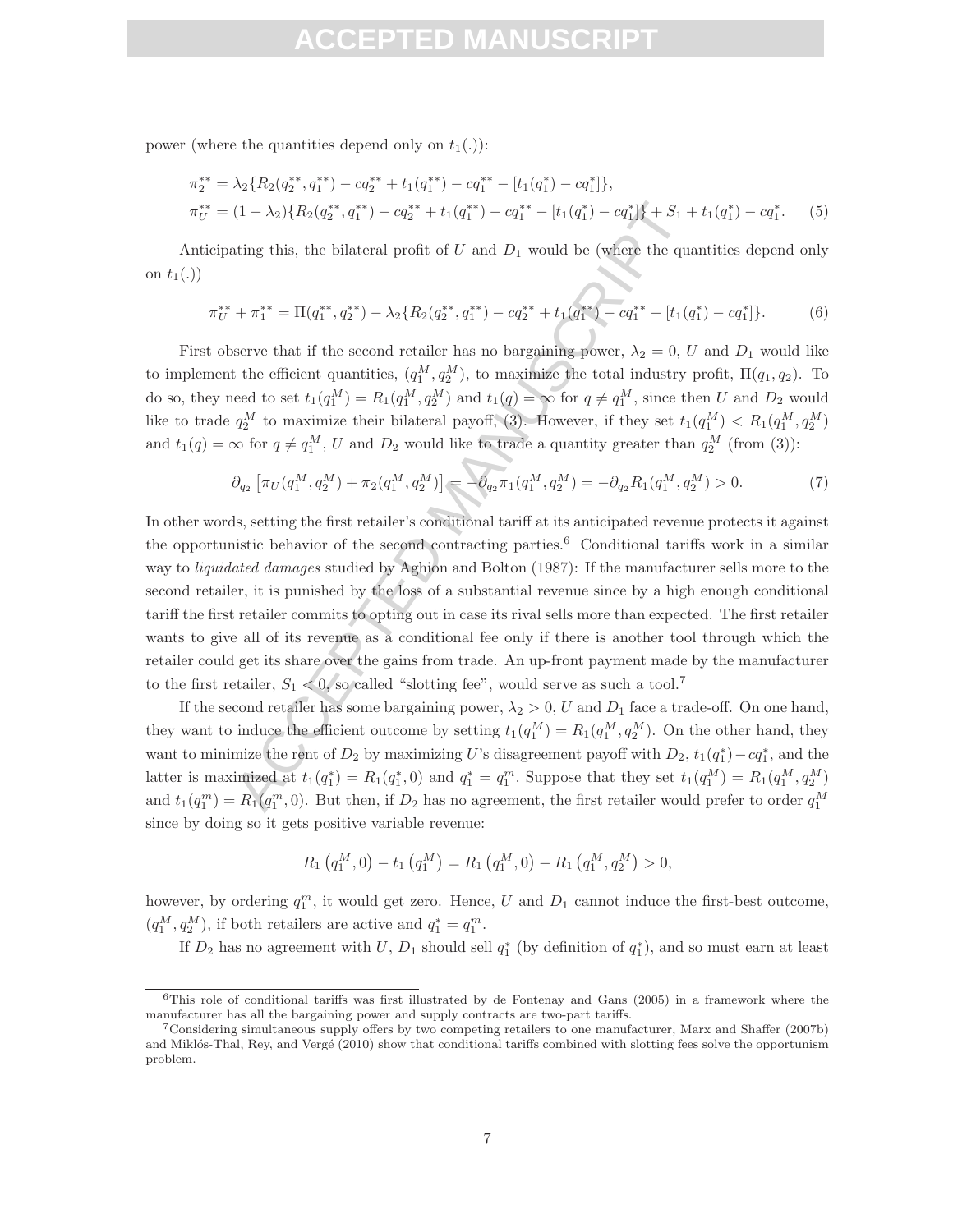power (where the quantities depend only on $t_1(.)$):

$$\pi_2^{**} = \lambda_2\{R_2(q_2^{**}, q_1^{**}) - cq_2^{**} + t_1(q_1^{**}) - cq_1^{**} - [t_1(q_1^*) - cq_1^*]\},$$
$$\pi_U^{**} = (1-\lambda_2)\{R_2(q_2^{**}, q_1^{**}) - cq_2^{**} + t_1(q_1^{**}) - cq_1^{**} - [t_1(q_1^*) - cq_1^*]\} + S_1 + t_1(q_1^*) - cq_1^*. \quad (5)$$

Anticipating this, the bilateral profit of $U$ and $D_1$ would be (where the quantities depend only on $t_1(.)$)

$$\pi_U^{**} + \pi_1^{**} = \Pi(q_1^{**}, q_2^{**}) - \lambda_2\{R_2(q_2^{**}, q_1^{**}) - cq_2^{**} + t_1(q_1^{**}) - cq_1^{**} - [t_1(q_1^*) - cq_1^*]\}. \quad (6)$$

First observe that if the second retailer has no bargaining power, $\lambda_2 = 0$, $U$ and $D_1$ would like to implement the efficient quantities, $(q_1^M, q_2^M)$, to maximize the total industry profit, $\Pi(q_1, q_2)$. To do so, they need to set $t_1(q_1^M) = R_1(q_1^M, q_2^M)$ and $t_1(q) = \infty$ for $q \neq q_1^M$, since then $U$ and $D_2$ would like to trade $q_2^M$ to maximize their bilateral payoff, (3). However, if they set $t_1(q_1^M) < R_1(q_1^M, q_2^M)$ and $t_1(q) = \infty$ for $q \neq q_1^M$, $U$ and $D_2$ would like to trade a quantity greater than $q_2^M$ (from (3)):

$$\partial_{q_2}\left[\pi_U(q_1^M, q_2^M) + \pi_2(q_1^M, q_2^M)\right] = -\partial_{q_2}\pi_1(q_1^M, q_2^M) = -\partial_{q_2}R_1(q_1^M, q_2^M) > 0. \quad (7)$$

In other words, setting the first retailer's conditional tariff at its anticipated revenue protects it against the opportunistic behavior of the second contracting parties.[6] Conditional tariffs work in a similar way to *liquidated damages* studied by Aghion and Bolton (1987): If the manufacturer sells more to the second retailer, it is punished by the loss of a substantial revenue since by a high enough conditional tariff the first retailer commits to opting out in case its rival sells more than expected. The first retailer wants to give all of its revenue as a conditional fee only if there is another tool through which the retailer could get its share over the gains from trade. An up-front payment made by the manufacturer to the first retailer, $S_1 < 0$, so called "slotting fee", would serve as such a tool.[7]

If the second retailer has some bargaining power, $\lambda_2 > 0$, $U$ and $D_1$ face a trade-off. On one hand, they want to induce the efficient outcome by setting $t_1(q_1^M) = R_1(q_1^M, q_2^M)$. On the other hand, they want to minimize the rent of $D_2$ by maximizing $U$'s disagreement payoff with $D_2$, $t_1(q_1^*) - cq_1^*$, and the latter is maximized at $t_1(q_1^*) = R_1(q_1^*, 0)$ and $q_1^* = q_1^m$. Suppose that they set $t_1(q_1^M) = R_1(q_1^M, q_2^M)$ and $t_1(q_1^m) = R_1(q_1^m, 0)$. But then, if $D_2$ has no agreement, the first retailer would prefer to order $q_1^M$ since by doing so it gets positive variable revenue:

$$R_1\left(q_1^M, 0\right) - t_1\left(q_1^M\right) = R_1\left(q_1^M, 0\right) - R_1\left(q_1^M, q_2^M\right) > 0,$$

however, by ordering $q_1^m$, it would get zero. Hence, $U$ and $D_1$ cannot induce the first-best outcome, $(q_1^M, q_2^M)$, if both retailers are active and $q_1^* = q_1^m$.

If $D_2$ has no agreement with $U$, $D_1$ should sell $q_1^*$ (by definition of $q_1^*$), and so must earn at least

[6] This role of conditional tariffs was first illustrated by de Fontenay and Gans (2005) in a framework where the manufacturer has all the bargaining power and supply contracts are two-part tariffs.

[7] Considering simultaneous supply offers by two competing retailers to one manufacturer, Marx and Shaffer (2007b) and Miklós-Thal, Rey, and Vergé (2010) show that conditional tariffs combined with slotting fees solve the opportunism problem.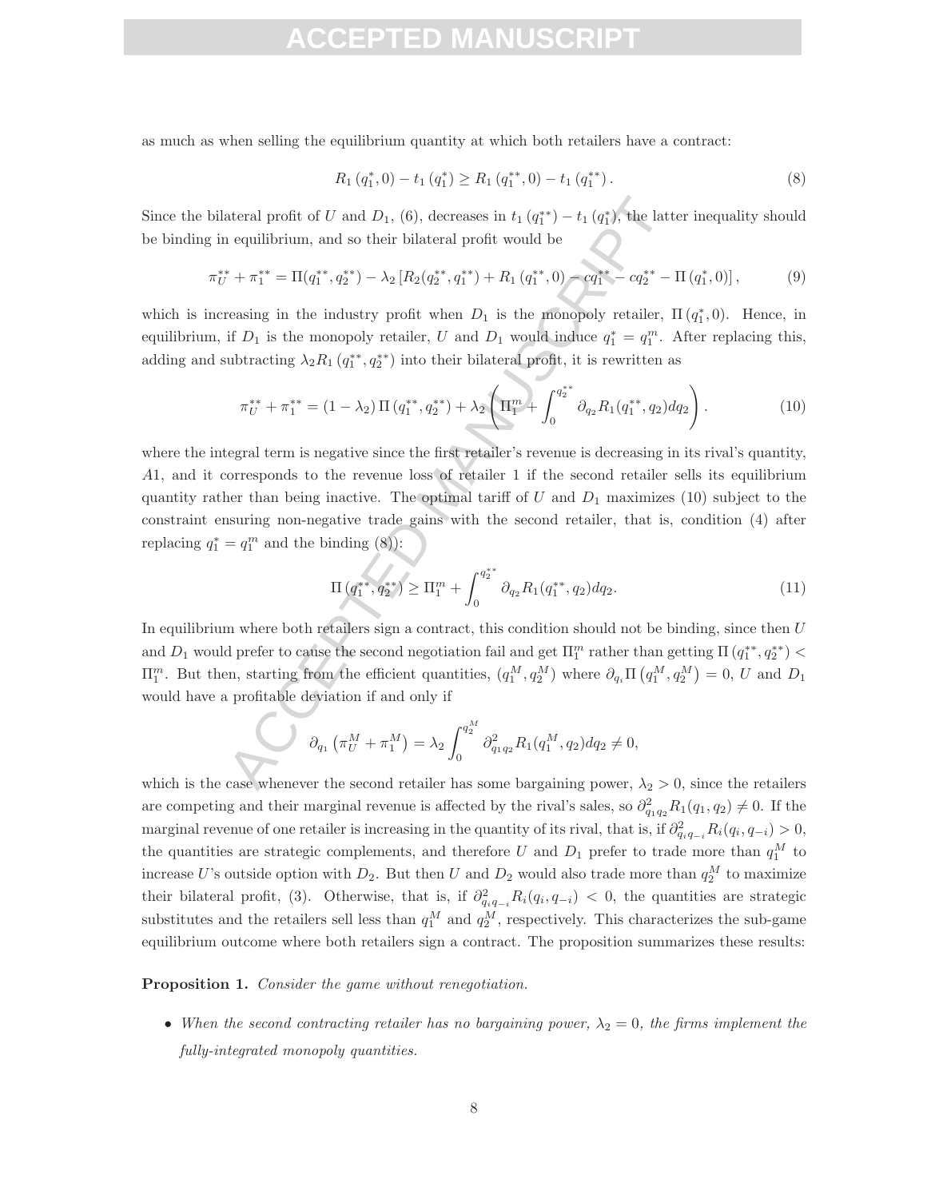as much as when selling the equilibrium quantity at which both retailers have a contract:

$$R_1(q_1^*, 0) - t_1(q_1^*) \geq R_1(q_1^{**}, 0) - t_1(q_1^{**}). \tag{8}$$

Since the bilateral profit of $U$ and $D_1$, (6), decreases in $t_1(q_1^{**}) - t_1(q_1^*)$, the latter inequality should be binding in equilibrium, and so their bilateral profit would be

$$\pi_U^{**} + \pi_1^{**} = \Pi(q_1^{**}, q_2^{**}) - \lambda_2 \left[ R_2(q_2^{**}, q_1^{**}) + R_1(q_1^{**}, 0) - cq_1^{**} - cq_2^{**} - \Pi(q_1^*, 0) \right], \tag{9}$$

which is increasing in the industry profit when $D_1$ is the monopoly retailer, $\Pi(q_1^*, 0)$. Hence, in equilibrium, if $D_1$ is the monopoly retailer, $U$ and $D_1$ would induce $q_1^* = q_1^m$. After replacing this, adding and subtracting $\lambda_2 R_1(q_1^{**}, q_2^{**})$ into their bilateral profit, it is rewritten as

$$\pi_U^{**} + \pi_1^{**} = (1 - \lambda_2)\Pi(q_1^{**}, q_2^{**}) + \lambda_2 \left( \Pi_1^m + \int_0^{q_2^{**}} \partial_{q_2} R_1(q_1^{**}, q_2) dq_2 \right). \tag{10}$$

where the integral term is negative since the first retailer's revenue is decreasing in its rival's quantity, $A1$, and it corresponds to the revenue loss of retailer 1 if the second retailer sells its equilibrium quantity rather than being inactive. The optimal tariff of $U$ and $D_1$ maximizes (10) subject to the constraint ensuring non-negative trade gains with the second retailer, that is, condition (4) after replacing $q_1^* = q_1^m$ and the binding (8)):

$$\Pi(q_1^{**}, q_2^{**}) \geq \Pi_1^m + \int_0^{q_2^{**}} \partial_{q_2} R_1(q_1^{**}, q_2) dq_2. \tag{11}$$

In equilibrium where both retailers sign a contract, this condition should not be binding, since then $U$ and $D_1$ would prefer to cause the second negotiation fail and get $\Pi_1^m$ rather than getting $\Pi(q_1^{**}, q_2^{**}) < \Pi_1^m$. But then, starting from the efficient quantities, $(q_1^M, q_2^M)$ where $\partial_{q_i} \Pi(q_1^M, q_2^M) = 0$, $U$ and $D_1$ would have a profitable deviation if and only if

$$\partial_{q_1}\left(\pi_U^M + \pi_1^M\right) = \lambda_2 \int_0^{q_2^M} \partial^2_{q_1 q_2} R_1(q_1^M, q_2) dq_2 \neq 0,$$

which is the case whenever the second retailer has some bargaining power, $\lambda_2 > 0$, since the retailers are competing and their marginal revenue is affected by the rival's sales, so $\partial^2_{q_1 q_2} R_1(q_1, q_2) \neq 0$. If the marginal revenue of one retailer is increasing in the quantity of its rival, that is, if $\partial^2_{q_i q_{-i}} R_i(q_i, q_{-i}) > 0$, the quantities are strategic complements, and therefore $U$ and $D_1$ prefer to trade more than $q_1^M$ to increase $U$'s outside option with $D_2$. But then $U$ and $D_2$ would also trade more than $q_2^M$ to maximize their bilateral profit, (3). Otherwise, that is, if $\partial^2_{q_i q_{-i}} R_i(q_i, q_{-i}) < 0$, the quantities are strategic substitutes and the retailers sell less than $q_1^M$ and $q_2^M$, respectively. This characterizes the sub-game equilibrium outcome where both retailers sign a contract. The proposition summarizes these results:

**Proposition 1.** *Consider the game without renegotiation.*

- *When the second contracting retailer has no bargaining power, $\lambda_2 = 0$, the firms implement the fully-integrated monopoly quantities.*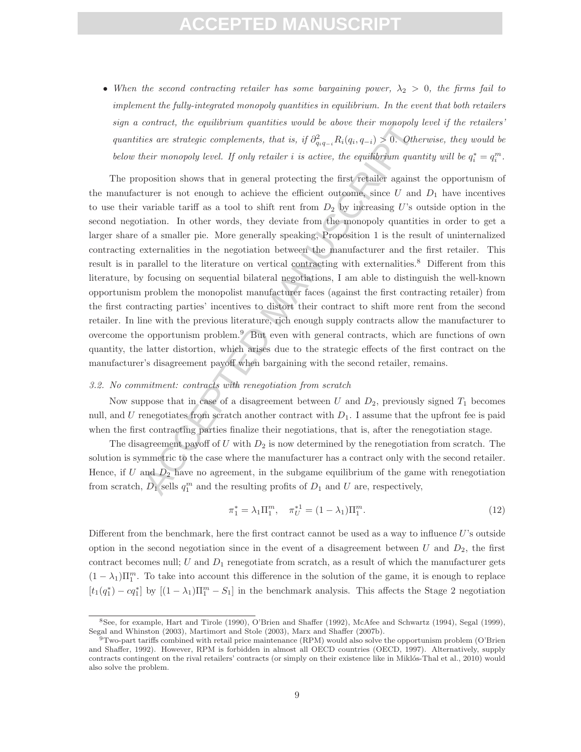- *When the second contracting retailer has some bargaining power, $\lambda_2 > 0$, the firms fail to implement the fully-integrated monopoly quantities in equilibrium. In the event that both retailers sign a contract, the equilibrium quantities would be above their monopoly level if the retailers' quantities are strategic complements, that is, if $\partial^2_{q_i q_{-i}} R_i(q_i, q_{-i}) > 0$. Otherwise, they would be below their monopoly level. If only retailer $i$ is active, the equilibrium quantity will be $q_i^* = q_i^m$.*

The proposition shows that in general protecting the first retailer against the opportunism of the manufacturer is not enough to achieve the efficient outcome, since $U$ and $D_1$ have incentives to use their variable tariff as a tool to shift rent from $D_2$ by increasing $U$'s outside option in the second negotiation. In other words, they deviate from the monopoly quantities in order to get a larger share of a smaller pie. More generally speaking, Proposition 1 is the result of uninternalized contracting externalities in the negotiation between the manufacturer and the first retailer. This result is in parallel to the literature on vertical contracting with externalities.[8] Different from this literature, by focusing on sequential bilateral negotiations, I am able to distinguish the well-known opportunism problem the monopolist manufacturer faces (against the first contracting retailer) from the first contracting parties' incentives to distort their contract to shift more rent from the second retailer. In line with the previous literature, rich enough supply contracts allow the manufacturer to overcome the opportunism problem.[9] But even with general contracts, which are functions of own quantity, the latter distortion, which arises due to the strategic effects of the first contract on the manufacturer's disagreement payoff when bargaining with the second retailer, remains.

*3.2. No commitment: contracts with renegotiation from scratch*

Now suppose that in case of a disagreement between $U$ and $D_2$, previously signed $T_1$ becomes null, and $U$ renegotiates from scratch another contract with $D_1$. I assume that the upfront fee is paid when the first contracting parties finalize their negotiations, that is, after the renegotiation stage.

The disagreement payoff of $U$ with $D_2$ is now determined by the renegotiation from scratch. The solution is symmetric to the case where the manufacturer has a contract only with the second retailer. Hence, if $U$ and $D_2$ have no agreement, in the subgame equilibrium of the game with renegotiation from scratch, $D_1$ sells $q_1^m$ and the resulting profits of $D_1$ and $U$ are, respectively,

$$\pi_1^* = \lambda_1 \Pi_1^m, \quad \pi_U^{*1} = (1 - \lambda_1)\Pi_1^m. \tag{12}$$

Different from the benchmark, here the first contract cannot be used as a way to influence $U$'s outside option in the second negotiation since in the event of a disagreement between $U$ and $D_2$, the first contract becomes null; $U$ and $D_1$ renegotiate from scratch, as a result of which the manufacturer gets $(1 - \lambda_1)\Pi_1^m$. To take into account this difference in the solution of the game, it is enough to replace $[t_1(q_1^*) - cq_1^*]$ by $[(1 - \lambda_1)\Pi_1^m - S_1]$ in the benchmark analysis. This affects the Stage 2 negotiation

[8] See, for example, Hart and Tirole (1990), O'Brien and Shaffer (1992), McAfee and Schwartz (1994), Segal (1999), Segal and Whinston (2003), Martimort and Stole (2003), Marx and Shaffer (2007b).

[9] Two-part tariffs combined with retail price maintenance (RPM) would also solve the opportunism problem (O'Brien and Shaffer, 1992). However, RPM is forbidden in almost all OECD countries (OECD, 1997). Alternatively, supply contracts contingent on the rival retailers' contracts (or simply on their existence like in Miklós-Thal et al., 2010) would also solve the problem.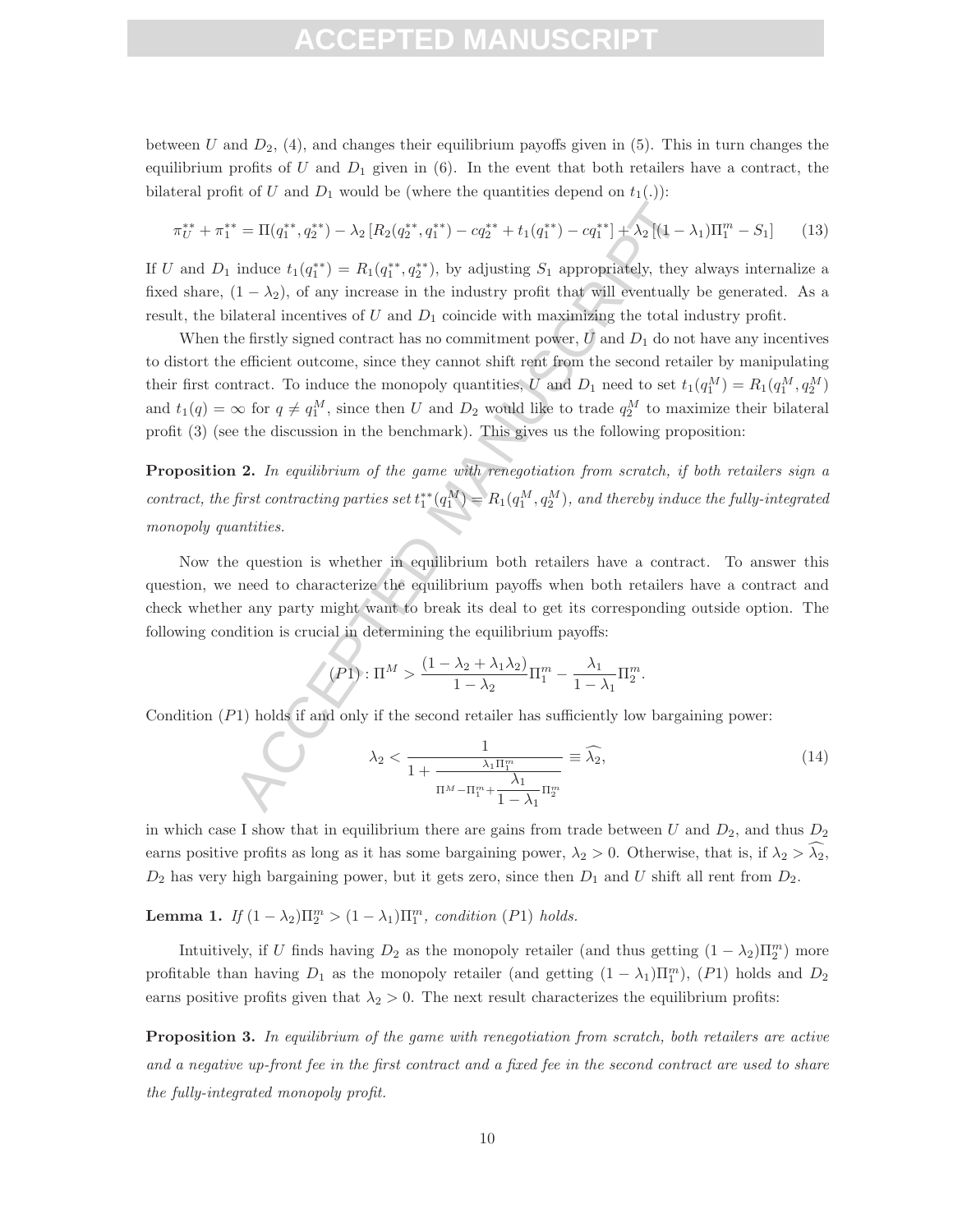between $U$ and $D_2$, (4), and changes their equilibrium payoffs given in (5). This in turn changes the equilibrium profits of $U$ and $D_1$ given in (6). In the event that both retailers have a contract, the bilateral profit of $U$ and $D_1$ would be (where the quantities depend on $t_1(.)$):

$$\pi_U^{**} + \pi_1^{**} = \Pi(q_1^{**}, q_2^{**}) - \lambda_2 \left[R_2(q_2^{**}, q_1^{**}) - cq_2^{**} + t_1(q_1^{**}) - cq_1^{**}\right] + \lambda_2 \left[(1-\lambda_1)\Pi_1^m - S_1\right] \tag{13}$$

If $U$ and $D_1$ induce $t_1(q_1^{**}) = R_1(q_1^{**}, q_2^{**})$, by adjusting $S_1$ appropriately, they always internalize a fixed share, $(1 - \lambda_2)$, of any increase in the industry profit that will eventually be generated. As a result, the bilateral incentives of $U$ and $D_1$ coincide with maximizing the total industry profit.

When the firstly signed contract has no commitment power, $U$ and $D_1$ do not have any incentives to distort the efficient outcome, since they cannot shift rent from the second retailer by manipulating their first contract. To induce the monopoly quantities, $U$ and $D_1$ need to set $t_1(q_1^M) = R_1(q_1^M, q_2^M)$ and $t_1(q) = \infty$ for $q \neq q_1^M$, since then $U$ and $D_2$ would like to trade $q_2^M$ to maximize their bilateral profit (3) (see the discussion in the benchmark). This gives us the following proposition:

**Proposition 2.** *In equilibrium of the game with renegotiation from scratch, if both retailers sign a contract, the first contracting parties set $t_1^{**}(q_1^M) = R_1(q_1^M, q_2^M)$, and thereby induce the fully-integrated monopoly quantities.*

Now the question is whether in equilibrium both retailers have a contract. To answer this question, we need to characterize the equilibrium payoffs when both retailers have a contract and check whether any party might want to break its deal to get its corresponding outside option. The following condition is crucial in determining the equilibrium payoffs:

$$(P1): \Pi^M > \frac{(1 - \lambda_2 + \lambda_1\lambda_2)}{1 - \lambda_2}\Pi_1^m - \frac{\lambda_1}{1 - \lambda_1}\Pi_2^m.$$

Condition $(P1)$ holds if and only if the second retailer has sufficiently low bargaining power:

$$\lambda_2 < \frac{1}{1 + \frac{\lambda_1 \Pi_1^m}{\Pi^M - \Pi_1^m + \frac{\lambda_1}{1-\lambda_1}\Pi_2^m}} \equiv \widehat{\lambda_2}, \tag{14}$$

in which case I show that in equilibrium there are gains from trade between $U$ and $D_2$, and thus $D_2$ earns positive profits as long as it has some bargaining power, $\lambda_2 > 0$. Otherwise, that is, if $\lambda_2 > \widehat{\lambda_2}$, $D_2$ has very high bargaining power, but it gets zero, since then $D_1$ and $U$ shift all rent from $D_2$.

**Lemma 1.** *If $(1 - \lambda_2)\Pi_2^m > (1 - \lambda_1)\Pi_1^m$, condition $(P1)$ holds.*

Intuitively, if $U$ finds having $D_2$ as the monopoly retailer (and thus getting $(1 - \lambda_2)\Pi_2^m$) more profitable than having $D_1$ as the monopoly retailer (and getting $(1 - \lambda_1)\Pi_1^m$), $(P1)$ holds and $D_2$ earns positive profits given that $\lambda_2 > 0$. The next result characterizes the equilibrium profits:

**Proposition 3.** *In equilibrium of the game with renegotiation from scratch, both retailers are active and a negative up-front fee in the first contract and a fixed fee in the second contract are used to share the fully-integrated monopoly profit.*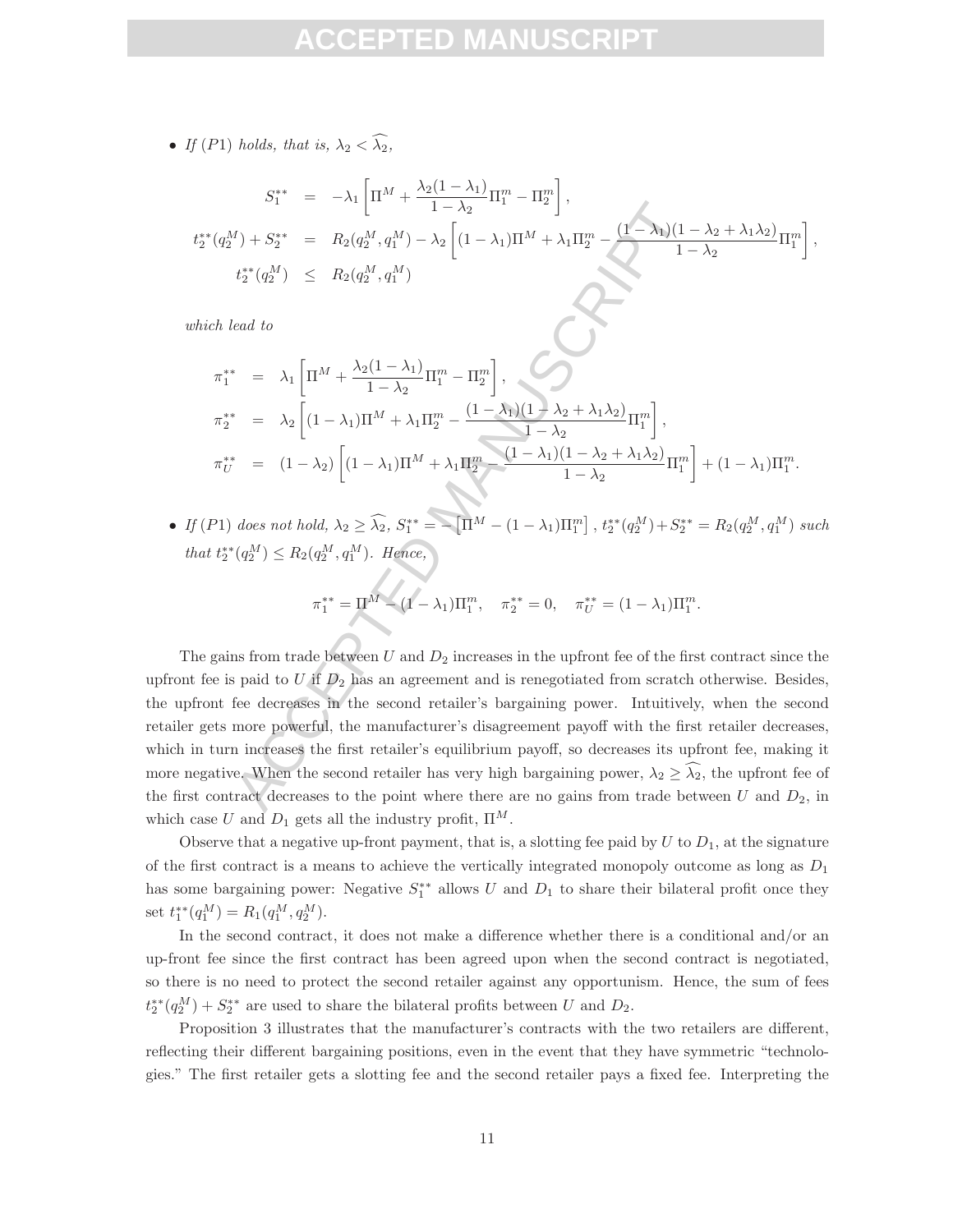- *If $(P1)$ holds, that is, $\lambda_2 < \widehat{\lambda_2}$,*

$$
\begin{aligned}
S_1^{**} &= -\lambda_1 \left[ \Pi^M + \frac{\lambda_2(1-\lambda_1)}{1-\lambda_2}\Pi_1^m - \Pi_2^m \right], \\
t_2^{**}(q_2^M) + S_2^{**} &= R_2(q_2^M, q_1^M) - \lambda_2 \left[ (1-\lambda_1)\Pi^M + \lambda_1 \Pi_2^m - \frac{(1-\lambda_1)(1-\lambda_2+\lambda_1\lambda_2)}{1-\lambda_2}\Pi_1^m \right], \\
t_2^{**}(q_2^M) &\leq R_2(q_2^M, q_1^M)
\end{aligned}
$$

*which lead to*

$$
\begin{aligned}
\pi_1^{**} &= \lambda_1 \left[ \Pi^M + \frac{\lambda_2(1-\lambda_1)}{1-\lambda_2}\Pi_1^m - \Pi_2^m \right], \\
\pi_2^{**} &= \lambda_2 \left[ (1-\lambda_1)\Pi^M + \lambda_1 \Pi_2^m - \frac{(1-\lambda_1)(1-\lambda_2+\lambda_1\lambda_2)}{1-\lambda_2}\Pi_1^m \right], \\
\pi_U^{**} &= (1-\lambda_2) \left[ (1-\lambda_1)\Pi^M + \lambda_1 \Pi_2^m - \frac{(1-\lambda_1)(1-\lambda_2+\lambda_1\lambda_2)}{1-\lambda_2}\Pi_1^m \right] + (1-\lambda_1)\Pi_1^m.
\end{aligned}
$$

- *If $(P1)$ does not hold, $\lambda_2 \geq \widehat{\lambda_2}$, $S_1^{**} = -\left[\Pi^M - (1-\lambda_1)\Pi_1^m\right]$, $t_2^{**}(q_2^M) + S_2^{**} = R_2(q_2^M, q_1^M)$ such that $t_2^{**}(q_2^M) \leq R_2(q_2^M, q_1^M)$. Hence,*

$$
\pi_1^{**} = \Pi^M - (1-\lambda_1)\Pi_1^m, \quad \pi_2^{**} = 0, \quad \pi_U^{**} = (1-\lambda_1)\Pi_1^m.
$$

The gains from trade between $U$ and $D_2$ increases in the upfront fee of the first contract since the upfront fee is paid to $U$ if $D_2$ has an agreement and is renegotiated from scratch otherwise. Besides, the upfront fee decreases in the second retailer's bargaining power. Intuitively, when the second retailer gets more powerful, the manufacturer's disagreement payoff with the first retailer decreases, which in turn increases the first retailer's equilibrium payoff, so decreases its upfront fee, making it more negative. When the second retailer has very high bargaining power, $\lambda_2 \geq \widehat{\lambda_2}$, the upfront fee of the first contract decreases to the point where there are no gains from trade between $U$ and $D_2$, in which case $U$ and $D_1$ gets all the industry profit, $\Pi^M$.

Observe that a negative up-front payment, that is, a slotting fee paid by $U$ to $D_1$, at the signature of the first contract is a means to achieve the vertically integrated monopoly outcome as long as $D_1$ has some bargaining power: Negative $S_1^{**}$ allows $U$ and $D_1$ to share their bilateral profit once they set $t_1^{**}(q_1^M) = R_1(q_1^M, q_2^M)$.

In the second contract, it does not make a difference whether there is a conditional and/or an up-front fee since the first contract has been agreed upon when the second contract is negotiated, so there is no need to protect the second retailer against any opportunism. Hence, the sum of fees $t_2^{**}(q_2^M) + S_2^{**}$ are used to share the bilateral profits between $U$ and $D_2$.

Proposition 3 illustrates that the manufacturer's contracts with the two retailers are different, reflecting their different bargaining positions, even in the event that they have symmetric "technologies." The first retailer gets a slotting fee and the second retailer pays a fixed fee. Interpreting the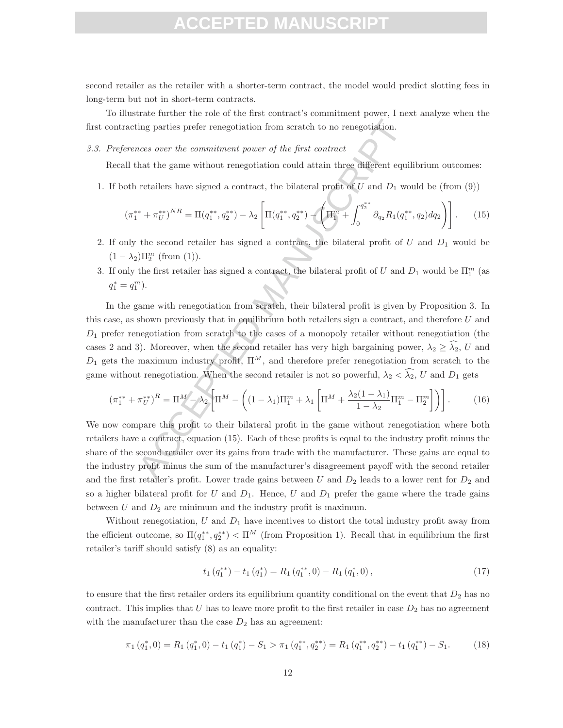second retailer as the retailer with a shorter-term contract, the model would predict slotting fees in long-term but not in short-term contracts.

To illustrate further the role of the first contract's commitment power, I next analyze when the first contracting parties prefer renegotiation from scratch to no renegotiation.

### 3.3. *Preferences over the commitment power of the first contract*

Recall that the game without renegotiation could attain three different equilibrium outcomes:

1. If both retailers have signed a contract, the bilateral profit of $U$ and $D_1$ would be (from (9))

$$(\pi_1^{**} + \pi_U^{**})^{NR} = \Pi(q_1^{**}, q_2^{**}) - \lambda_2 \left[ \Pi(q_1^{**}, q_2^{**}) - \left( \Pi_1^m + \int_0^{q_2^{**}} \partial_{q_2} R_1(q_1^{**}, q_2) dq_2 \right) \right]. \quad (15)$$

2. If only the second retailer has signed a contract, the bilateral profit of $U$ and $D_1$ would be $(1 - \lambda_2)\Pi_2^m$ (from (1)).
3. If only the first retailer has signed a contract, the bilateral profit of $U$ and $D_1$ would be $\Pi_1^m$ (as $q_1^* = q_1^m$).

In the game with renegotiation from scratch, their bilateral profit is given by Proposition 3. In this case, as shown previously that in equilibrium both retailers sign a contract, and therefore $U$ and $D_1$ prefer renegotiation from scratch to the cases of a monopoly retailer without renegotiation (the cases 2 and 3). Moreover, when the second retailer has very high bargaining power, $\lambda_2 \geq \widehat{\lambda_2}$, $U$ and $D_1$ gets the maximum industry profit, $\Pi^M$, and therefore prefer renegotiation from scratch to the game without renegotiation. When the second retailer is not so powerful, $\lambda_2 < \widehat{\lambda_2}$, $U$ and $D_1$ gets

$$(\pi_1^{**} + \pi_U^{**})^R = \Pi^M - \lambda_2 \left[ \Pi^M - \left( (1 - \lambda_1)\Pi_1^m + \lambda_1 \left[ \Pi^M + \frac{\lambda_2(1 - \lambda_1)}{1 - \lambda_2} \Pi_1^m - \Pi_2^m \right] \right) \right]. \quad (16)$$

We now compare this profit to their bilateral profit in the game without renegotiation where both retailers have a contract, equation (15). Each of these profits is equal to the industry profit minus the share of the second retailer over its gains from trade with the manufacturer. These gains are equal to the industry profit minus the sum of the manufacturer's disagreement payoff with the second retailer and the first retailer's profit. Lower trade gains between $U$ and $D_2$ leads to a lower rent for $D_2$ and so a higher bilateral profit for $U$ and $D_1$. Hence, $U$ and $D_1$ prefer the game where the trade gains between $U$ and $D_2$ are minimum and the industry profit is maximum.

Without renegotiation, $U$ and $D_1$ have incentives to distort the total industry profit away from the efficient outcome, so $\Pi(q_1^{**}, q_2^{**}) < \Pi^M$ (from Proposition 1). Recall that in equilibrium the first retailer's tariff should satisfy (8) as an equality:

$$t_1(q_1^{**}) - t_1(q_1^*) = R_1(q_1^{**}, 0) - R_1(q_1^*, 0), \quad (17)$$

to ensure that the first retailer orders its equilibrium quantity conditional on the event that $D_2$ has no contract. This implies that $U$ has to leave more profit to the first retailer in case $D_2$ has no agreement with the manufacturer than the case $D_2$ has an agreement:

$$\pi_1(q_1^*, 0) = R_1(q_1^*, 0) - t_1(q_1^*) - S_1 > \pi_1(q_1^{**}, q_2^{**}) = R_1(q_1^{**}, q_2^{**}) - t_1(q_1^{**}) - S_1. \quad (18)$$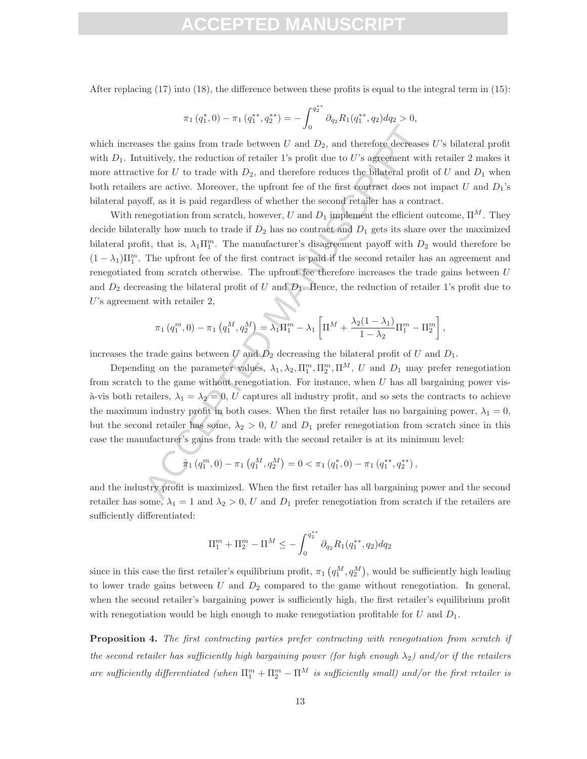After replacing (17) into (18), the difference between these profits is equal to the integral term in (15):

$$\pi_1\left(q_1^*, 0\right) - \pi_1\left(q_1^{**}, q_2^{**}\right) = -\int_0^{q_2^{**}} \partial_{q_2} R_1(q_1^{**}, q_2) dq_2 > 0,$$

which increases the gains from trade between $U$ and $D_2$, and therefore decreases $U$'s bilateral profit with $D_1$. Intuitively, the reduction of retailer 1's profit due to $U$'s agreement with retailer 2 makes it more attractive for $U$ to trade with $D_2$, and therefore reduces the bilateral profit of $U$ and $D_1$ when both retailers are active. Moreover, the upfront fee of the first contract does not impact $U$ and $D_1$'s bilateral payoff, as it is paid regardless of whether the second retailer has a contract.

With renegotiation from scratch, however, $U$ and $D_1$ implement the efficient outcome, $\Pi^M$. They decide bilaterally how much to trade if $D_2$ has no contract and $D_1$ gets its share over the maximized bilateral profit, that is, $\lambda_1 \Pi_1^m$. The manufacturer's disagreement payoff with $D_2$ would therefore be $(1-\lambda_1)\Pi_1^m$. The upfront fee of the first contract is paid if the second retailer has an agreement and renegotiated from scratch otherwise. The upfront fee therefore increases the trade gains between $U$ and $D_2$ decreasing the bilateral profit of $U$ and $D_1$. Hence, the reduction of retailer 1's profit due to $U$'s agreement with retailer 2,

$$\pi_1\left(q_1^m, 0\right) - \pi_1\left(q_1^M, q_2^M\right) = \lambda_1 \Pi_1^m - \lambda_1 \left[\Pi^M + \frac{\lambda_2(1-\lambda_1)}{1-\lambda_2}\Pi_1^m - \Pi_2^m\right],$$

increases the trade gains between $U$ and $D_2$ decreasing the bilateral profit of $U$ and $D_1$.

Depending on the parameter values, $\lambda_1, \lambda_2, \Pi_1^m, \Pi_2^m, \Pi^M$, $U$ and $D_1$ may prefer renegotiation from scratch to the game without renegotiation. For instance, when $U$ has all bargaining power vis-à-vis both retailers, $\lambda_1 = \lambda_2 = 0$, $U$ captures all industry profit, and so sets the contracts to achieve the maximum industry profit in both cases. When the first retailer has no bargaining power, $\lambda_1 = 0$, but the second retailer has some, $\lambda_2 > 0$, $U$ and $D_1$ prefer renegotiation from scratch since in this case the manufacturer's gains from trade with the second retailer is at its minimum level:

$$\pi_1\left(q_1^m, 0\right) - \pi_1\left(q_1^M, q_2^M\right) = 0 < \pi_1\left(q_1^*, 0\right) - \pi_1\left(q_1^{**}, q_2^{**}\right),$$

and the industry profit is maximized. When the first retailer has all bargaining power and the second retailer has some, $\lambda_1 = 1$ and $\lambda_2 > 0$, $U$ and $D_1$ prefer renegotiation from scratch if the retailers are sufficiently differentiated:

$$\Pi_1^m + \Pi_2^m - \Pi^M \leq -\int_0^{q_2^{**}} \partial_{q_2} R_1(q_1^{**}, q_2) dq_2$$

since in this case the first retailer's equilibrium profit, $\pi_1\left(q_1^M, q_2^M\right)$, would be sufficiently high leading to lower trade gains between $U$ and $D_2$ compared to the game without renegotiation. In general, when the second retailer's bargaining power is sufficiently high, the first retailer's equilibrium profit with renegotiation would be high enough to make renegotiation profitable for $U$ and $D_1$.

**Proposition 4.** *The first contracting parties prefer contracting with renegotiation from scratch if the second retailer has sufficiently high bargaining power (for high enough $\lambda_2$) and/or if the retailers are sufficiently differentiated (when $\Pi_1^m + \Pi_2^m - \Pi^M$ is sufficiently small) and/or the first retailer is*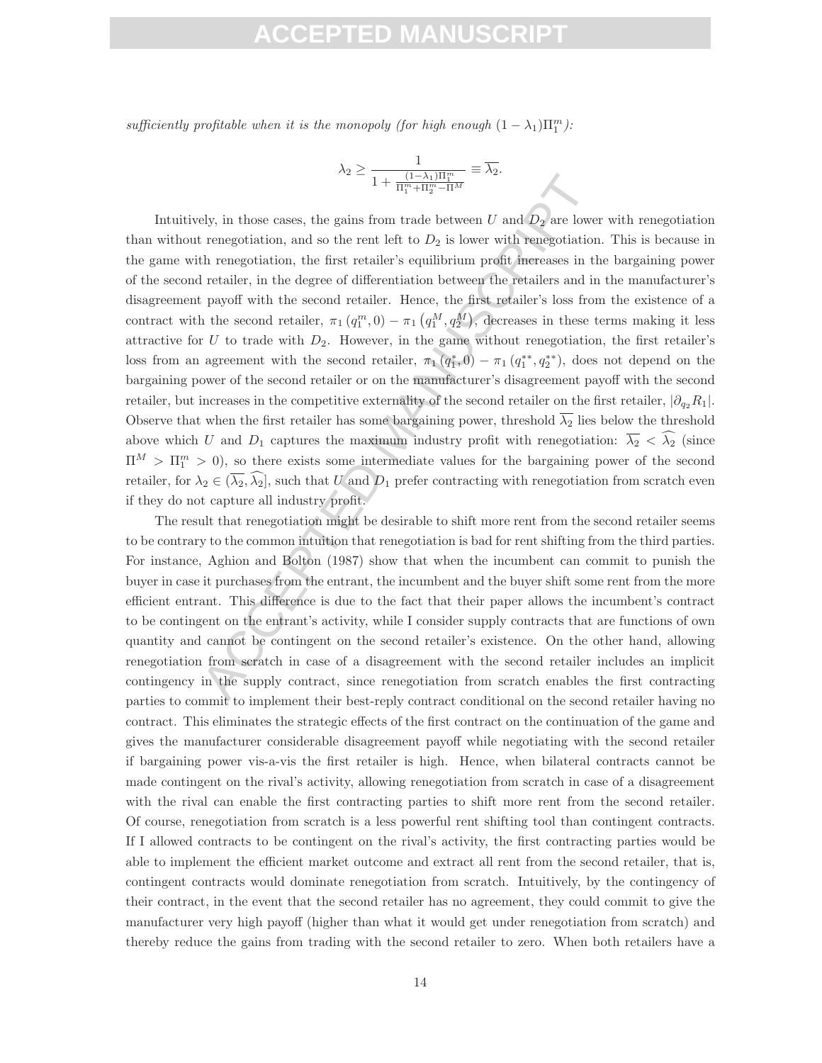*sufficiently profitable when it is the monopoly (for high enough $(1-\lambda_1)\Pi_1^m$):*

$$\lambda_2 \geq \frac{1}{1+\frac{(1-\lambda_1)\Pi_1^m}{\Pi_1^m+\Pi_2^m-\Pi^M}} \equiv \overline{\lambda_2}.$$

Intuitively, in those cases, the gains from trade between $U$ and $D_2$ are lower with renegotiation than without renegotiation, and so the rent left to $D_2$ is lower with renegotiation. This is because in the game with renegotiation, the first retailer's equilibrium profit increases in the bargaining power of the second retailer, in the degree of differentiation between the retailers and in the manufacturer's disagreement payoff with the second retailer. Hence, the first retailer's loss from the existence of a contract with the second retailer, $\pi_1(q_1^m, 0) - \pi_1(q_1^M, q_2^M)$, decreases in these terms making it less attractive for $U$ to trade with $D_2$. However, in the game without renegotiation, the first retailer's loss from an agreement with the second retailer, $\pi_1(q_1^*, 0) - \pi_1(q_1^{**}, q_2^{**})$, does not depend on the bargaining power of the second retailer or on the manufacturer's disagreement payoff with the second retailer, but increases in the competitive externality of the second retailer on the first retailer, $|\partial_{q_2}R_1|$. Observe that when the first retailer has some bargaining power, threshold $\overline{\lambda_2}$ lies below the threshold above which $U$ and $D_1$ captures the maximum industry profit with renegotiation: $\overline{\lambda_2} < \widehat{\lambda_2}$ (since $\Pi^M > \Pi_1^m > 0$), so there exists some intermediate values for the bargaining power of the second retailer, for $\lambda_2 \in (\overline{\lambda_2}, \widehat{\lambda_2}]$, such that $U$ and $D_1$ prefer contracting with renegotiation from scratch even if they do not capture all industry profit.

The result that renegotiation might be desirable to shift more rent from the second retailer seems to be contrary to the common intuition that renegotiation is bad for rent shifting from the third parties. For instance, Aghion and Bolton (1987) show that when the incumbent can commit to punish the buyer in case it purchases from the entrant, the incumbent and the buyer shift some rent from the more efficient entrant. This difference is due to the fact that their paper allows the incumbent's contract to be contingent on the entrant's activity, while I consider supply contracts that are functions of own quantity and cannot be contingent on the second retailer's existence. On the other hand, allowing renegotiation from scratch in case of a disagreement with the second retailer includes an implicit contingency in the supply contract, since renegotiation from scratch enables the first contracting parties to commit to implement their best-reply contract conditional on the second retailer having no contract. This eliminates the strategic effects of the first contract on the continuation of the game and gives the manufacturer considerable disagreement payoff while negotiating with the second retailer if bargaining power vis-a-vis the first retailer is high. Hence, when bilateral contracts cannot be made contingent on the rival's activity, allowing renegotiation from scratch in case of a disagreement with the rival can enable the first contracting parties to shift more rent from the second retailer. Of course, renegotiation from scratch is a less powerful rent shifting tool than contingent contracts. If I allowed contracts to be contingent on the rival's activity, the first contracting parties would be able to implement the efficient market outcome and extract all rent from the second retailer, that is, contingent contracts would dominate renegotiation from scratch. Intuitively, by the contingency of their contract, in the event that the second retailer has no agreement, they could commit to give the manufacturer very high payoff (higher than what it would get under renegotiation from scratch) and thereby reduce the gains from trading with the second retailer to zero. When both retailers have a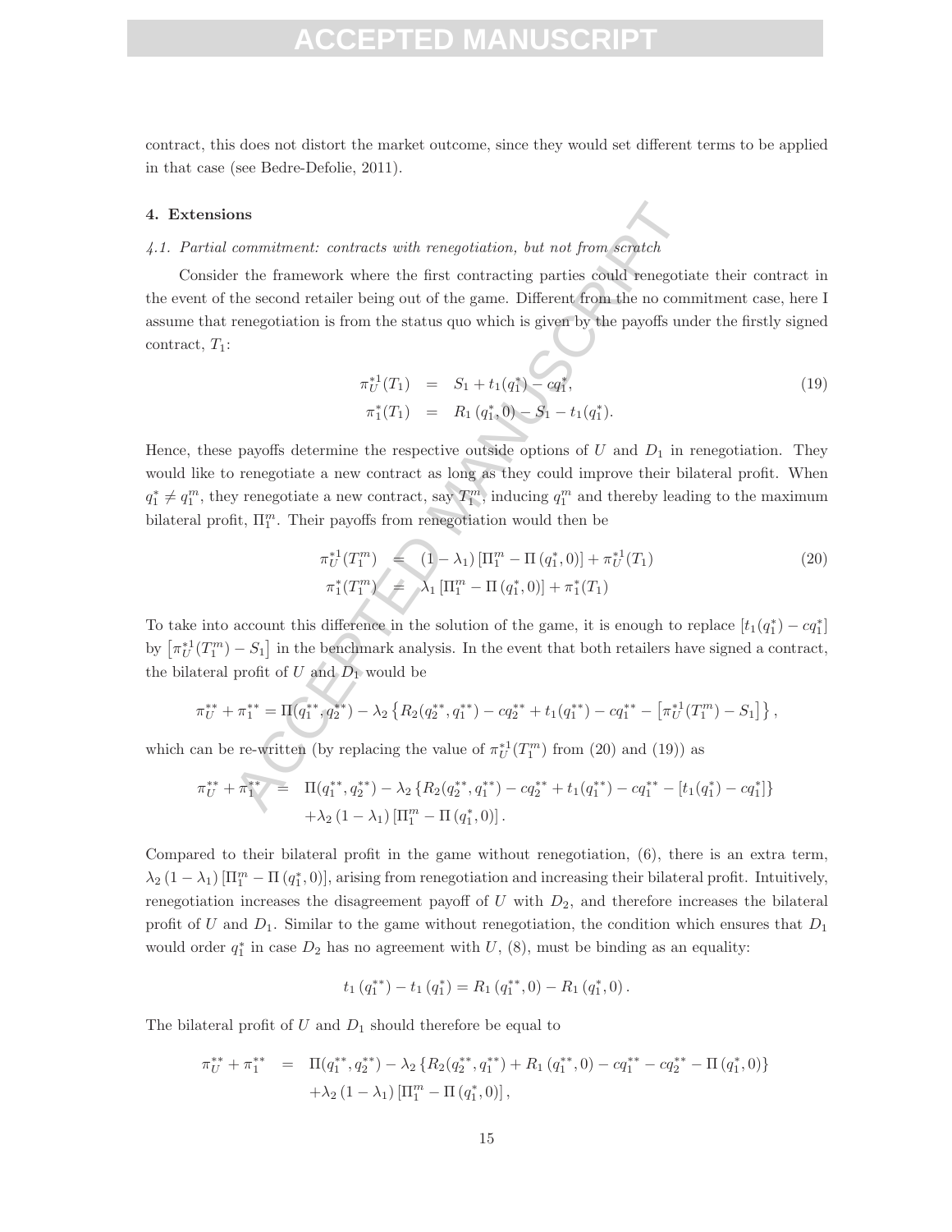contract, this does not distort the market outcome, since they would set different terms to be applied in that case (see Bedre-Defolie, 2011).

## 4. Extensions

### *4.1. Partial commitment: contracts with renegotiation, but not from scratch*

Consider the framework where the first contracting parties could renegotiate their contract in the event of the second retailer being out of the game. Different from the no commitment case, here I assume that renegotiation is from the status quo which is given by the payoffs under the firstly signed contract, $T_1$:

$$
\begin{aligned}
\pi_U^{*1}(T_1) &= S_1 + t_1(q_1^*) - cq_1^*, \\
\pi_1^*(T_1) &= R_1(q_1^*, 0) - S_1 - t_1(q_1^*).
\end{aligned} \tag{19}
$$

Hence, these payoffs determine the respective outside options of $U$ and $D_1$ in renegotiation. They would like to renegotiate a new contract as long as they could improve their bilateral profit. When $q_1^* \neq q_1^m$, they renegotiate a new contract, say $T_1^m$, inducing $q_1^m$ and thereby leading to the maximum bilateral profit, $\Pi_1^m$. Their payoffs from renegotiation would then be

$$
\begin{aligned}
\pi_U^{*1}(T_1^m) &= (1-\lambda_1)\left[\Pi_1^m - \Pi(q_1^*, 0)\right] + \pi_U^{*1}(T_1) \\
\pi_1^*(T_1^m) &= \lambda_1\left[\Pi_1^m - \Pi(q_1^*, 0)\right] + \pi_1^*(T_1)
\end{aligned} \tag{20}
$$

To take into account this difference in the solution of the game, it is enough to replace $[t_1(q_1^*) - cq_1^*]$ by $\left[\pi_U^{*1}(T_1^m) - S_1\right]$ in the benchmark analysis. In the event that both retailers have signed a contract, the bilateral profit of $U$ and $D_1$ would be

$$
\pi_U^{**} + \pi_1^{**} = \Pi(q_1^{**}, q_2^{**}) - \lambda_2\left\{R_2(q_2^{**}, q_1^{**}) - cq_2^{**} + t_1(q_1^{**}) - cq_1^{**} - \left[\pi_U^{*1}(T_1^m) - S_1\right]\right\},
$$

which can be re-written (by replacing the value of $\pi_U^{*1}(T_1^m)$ from (20) and (19)) as

$$
\begin{aligned}
\pi_U^{**} + \pi_1^{**} = \; & \Pi(q_1^{**}, q_2^{**}) - \lambda_2\left\{R_2(q_2^{**}, q_1^{**}) - cq_2^{**} + t_1(q_1^{**}) - cq_1^{**} - \left[t_1(q_1^*) - cq_1^*\right]\right\} \\
& + \lambda_2(1-\lambda_1)\left[\Pi_1^m - \Pi(q_1^*, 0)\right].
\end{aligned}
$$

Compared to their bilateral profit in the game without renegotiation, (6), there is an extra term, $\lambda_2(1-\lambda_1)\left[\Pi_1^m - \Pi(q_1^*, 0)\right]$, arising from renegotiation and increasing their bilateral profit. Intuitively, renegotiation increases the disagreement payoff of $U$ with $D_2$, and therefore increases the bilateral profit of $U$ and $D_1$. Similar to the game without renegotiation, the condition which ensures that $D_1$ would order $q_1^*$ in case $D_2$ has no agreement with $U$, (8), must be binding as an equality:

$$
t_1(q_1^{**}) - t_1(q_1^*) = R_1(q_1^{**}, 0) - R_1(q_1^*, 0).
$$

The bilateral profit of $U$ and $D_1$ should therefore be equal to

$$
\begin{aligned}
\pi_U^{**} + \pi_1^{**} = \; & \Pi(q_1^{**}, q_2^{**}) - \lambda_2\left\{R_2(q_2^{**}, q_1^{**}) + R_1(q_1^{**}, 0) - cq_1^{**} - cq_2^{**} - \Pi(q_1^*, 0)\right\} \\
& + \lambda_2(1-\lambda_1)\left[\Pi_1^m - \Pi(q_1^*, 0)\right],
\end{aligned}
$$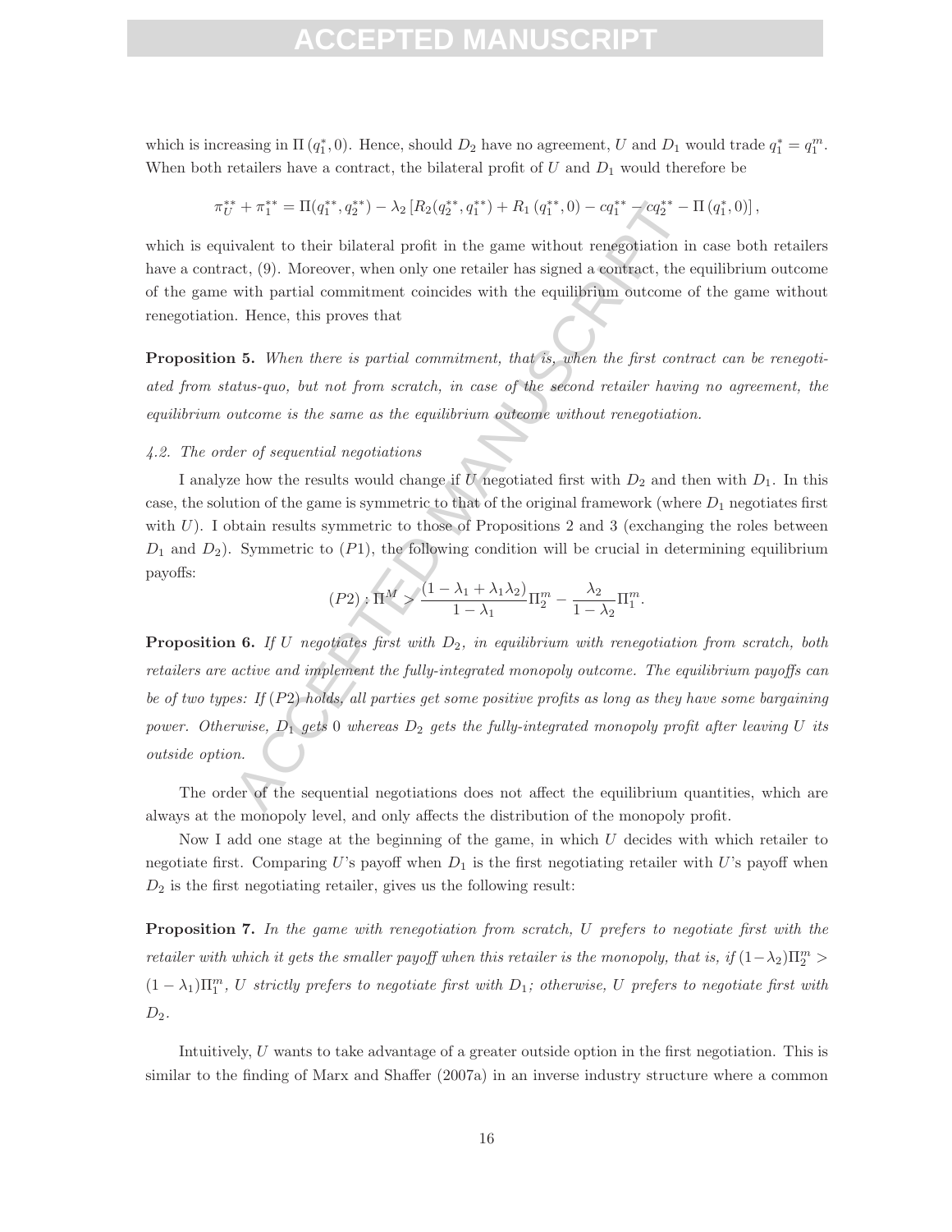which is increasing in $\Pi(q_1^*, 0)$. Hence, should $D_2$ have no agreement, $U$ and $D_1$ would trade $q_1^* = q_1^m$. When both retailers have a contract, the bilateral profit of $U$ and $D_1$ would therefore be

$$\pi_U^{**} + \pi_1^{**} = \Pi(q_1^{**}, q_2^{**}) - \lambda_2 \left[ R_2(q_2^{**}, q_1^{**}) + R_1(q_1^{**}, 0) - cq_1^{**} - cq_2^{**} - \Pi(q_1^*, 0) \right],$$

which is equivalent to their bilateral profit in the game without renegotiation in case both retailers have a contract, (9). Moreover, when only one retailer has signed a contract, the equilibrium outcome of the game with partial commitment coincides with the equilibrium outcome of the game without renegotiation. Hence, this proves that

**Proposition 5.** *When there is partial commitment, that is, when the first contract can be renegotiated from status-quo, but not from scratch, in case of the second retailer having no agreement, the equilibrium outcome is the same as the equilibrium outcome without renegotiation.*

*4.2. The order of sequential negotiations*

I analyze how the results would change if $U$ negotiated first with $D_2$ and then with $D_1$. In this case, the solution of the game is symmetric to that of the original framework (where $D_1$ negotiates first with $U$). I obtain results symmetric to those of Propositions 2 and 3 (exchanging the roles between $D_1$ and $D_2$). Symmetric to $(P1)$, the following condition will be crucial in determining equilibrium payoffs:

$$(P2): \Pi^M > \frac{(1 - \lambda_1 + \lambda_1 \lambda_2)}{1 - \lambda_1} \Pi_2^m - \frac{\lambda_2}{1 - \lambda_2} \Pi_1^m.$$

**Proposition 6.** *If $U$ negotiates first with $D_2$, in equilibrium with renegotiation from scratch, both retailers are active and implement the fully-integrated monopoly outcome. The equilibrium payoffs can be of two types: If $(P2)$ holds, all parties get some positive profits as long as they have some bargaining power. Otherwise, $D_1$ gets 0 whereas $D_2$ gets the fully-integrated monopoly profit after leaving $U$ its outside option.*

The order of the sequential negotiations does not affect the equilibrium quantities, which are always at the monopoly level, and only affects the distribution of the monopoly profit.

Now I add one stage at the beginning of the game, in which $U$ decides with which retailer to negotiate first. Comparing $U$'s payoff when $D_1$ is the first negotiating retailer with $U$'s payoff when $D_2$ is the first negotiating retailer, gives us the following result:

**Proposition 7.** *In the game with renegotiation from scratch, $U$ prefers to negotiate first with the retailer with which it gets the smaller payoff when this retailer is the monopoly, that is, if $(1-\lambda_2)\Pi_2^m > (1 - \lambda_1)\Pi_1^m$, $U$ strictly prefers to negotiate first with $D_1$; otherwise, $U$ prefers to negotiate first with $D_2$.*

Intuitively, $U$ wants to take advantage of a greater outside option in the first negotiation. This is similar to the finding of Marx and Shaffer (2007a) in an inverse industry structure where a common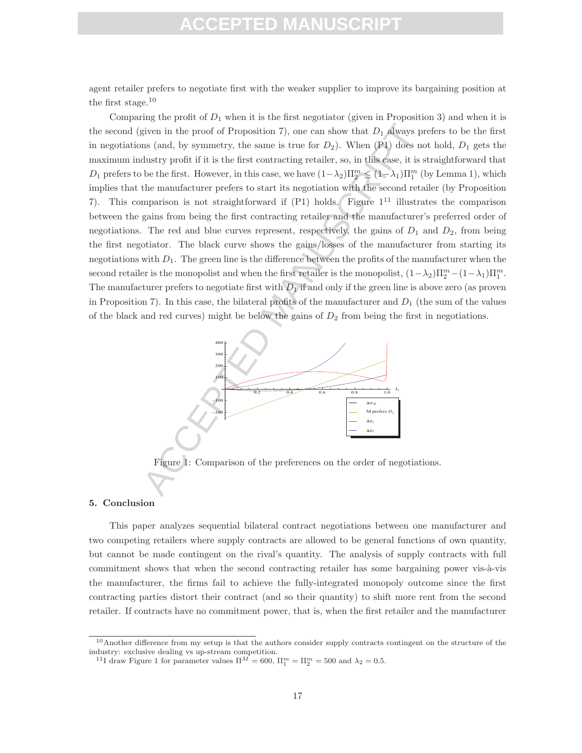agent retailer prefers to negotiate first with the weaker supplier to improve its bargaining position at the first stage.[10]

Comparing the profit of $D_1$ when it is the first negotiator (given in Proposition 3) and when it is the second (given in the proof of Proposition 7), one can show that $D_1$ always prefers to be the first in negotiations (and, by symmetry, the same is true for $D_2$). When (P1) does not hold, $D_1$ gets the maximum industry profit if it is the first contracting retailer, so, in this case, it is straightforward that $D_1$ prefers to be the first. However, in this case, we have $(1-\lambda_2)\Pi_2^m \leq (1-\lambda_1)\Pi_1^m$ (by Lemma 1), which implies that the manufacturer prefers to start its negotiation with the second retailer (by Proposition 7). This comparison is not straightforward if (P1) holds. Figure 1[11] illustrates the comparison between the gains from being the first contracting retailer and the manufacturer's preferred order of negotiations. The red and blue curves represent, respectively, the gains of $D_1$ and $D_2$, from being the first negotiator. The black curve shows the gains/losses of the manufacturer from starting its negotiations with $D_1$. The green line is the difference between the profits of the manufacturer when the second retailer is the monopolist and when the first retailer is the monopolist, $(1-\lambda_2)\Pi_2^m - (1-\lambda_1)\Pi_1^m$. The manufacturer prefers to negotiate first with $D_1$ if and only if the green line is above zero (as proven in Proposition 7). In this case, the bilateral profits of the manufacturer and $D_1$ (the sum of the values of the black and red curves) might be below the gains of $D_2$ from being the first in negotiations.

Figure 1: Comparison of the preferences on the order of negotiations.

## 5. Conclusion

This paper analyzes sequential bilateral contract negotiations between one manufacturer and two competing retailers where supply contracts are allowed to be general functions of own quantity, but cannot be made contingent on the rival's quantity. The analysis of supply contracts with full commitment shows that when the second contracting retailer has some bargaining power vis-à-vis the manufacturer, the firms fail to achieve the fully-integrated monopoly outcome since the first contracting parties distort their contract (and so their quantity) to shift more rent from the second retailer. If contracts have no commitment power, that is, when the first retailer and the manufacturer

---

[10] Another difference from my setup is that the authors consider supply contracts contingent on the structure of the industry: exclusive dealing vs up-stream competition.

[11] I draw Figure 1 for parameter values $\Pi^M = 600$, $\Pi_1^m = \Pi_2^m = 500$ and $\lambda_2 = 0.5$.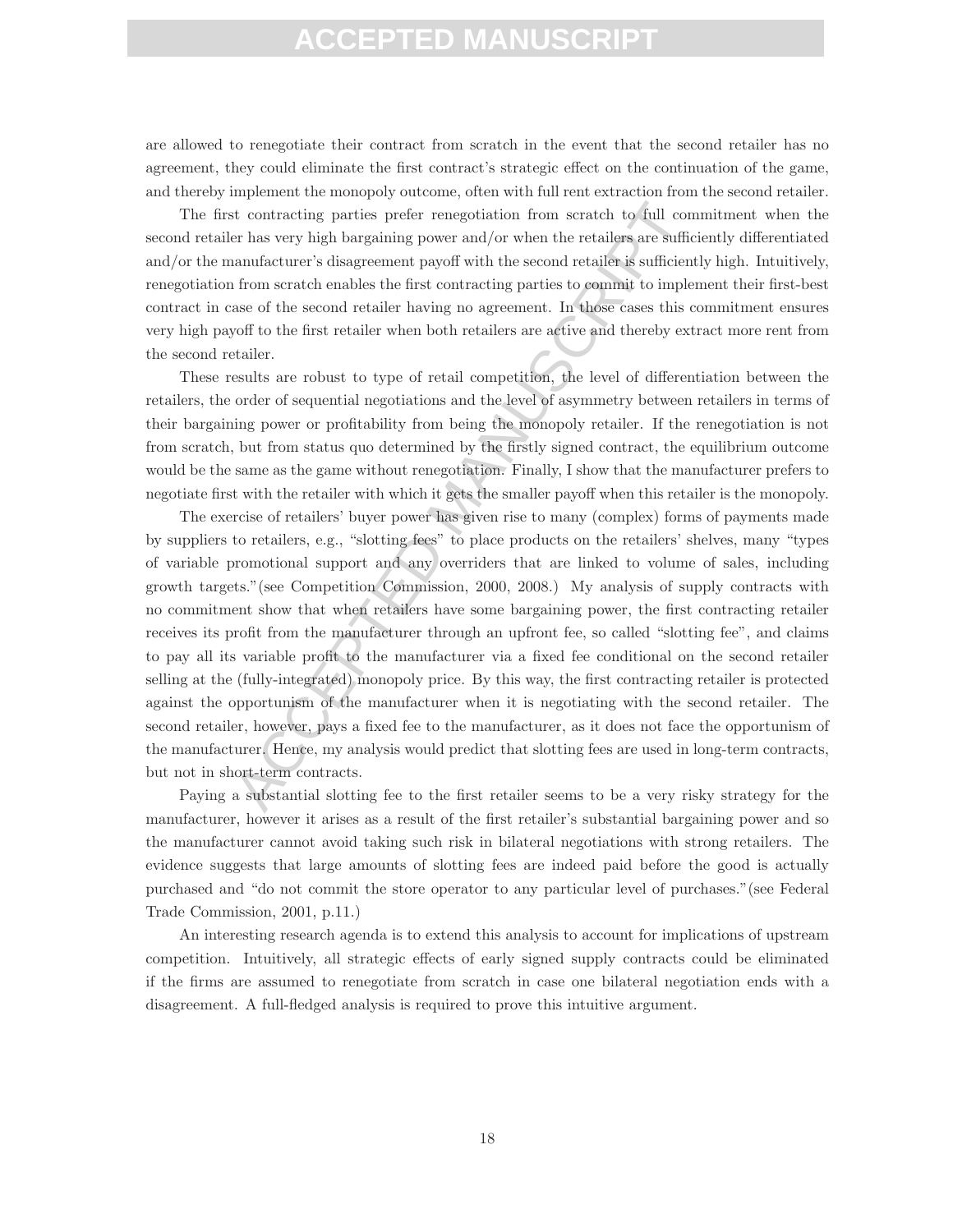are allowed to renegotiate their contract from scratch in the event that the second retailer has no agreement, they could eliminate the first contract's strategic effect on the continuation of the game, and thereby implement the monopoly outcome, often with full rent extraction from the second retailer.

The first contracting parties prefer renegotiation from scratch to full commitment when the second retailer has very high bargaining power and/or when the retailers are sufficiently differentiated and/or the manufacturer's disagreement payoff with the second retailer is sufficiently high. Intuitively, renegotiation from scratch enables the first contracting parties to commit to implement their first-best contract in case of the second retailer having no agreement. In those cases this commitment ensures very high payoff to the first retailer when both retailers are active and thereby extract more rent from the second retailer.

These results are robust to type of retail competition, the level of differentiation between the retailers, the order of sequential negotiations and the level of asymmetry between retailers in terms of their bargaining power or profitability from being the monopoly retailer. If the renegotiation is not from scratch, but from status quo determined by the firstly signed contract, the equilibrium outcome would be the same as the game without renegotiation. Finally, I show that the manufacturer prefers to negotiate first with the retailer with which it gets the smaller payoff when this retailer is the monopoly.

The exercise of retailers' buyer power has given rise to many (complex) forms of payments made by suppliers to retailers, e.g., "slotting fees" to place products on the retailers' shelves, many "types of variable promotional support and any overriders that are linked to volume of sales, including growth targets."(see Competition Commission, 2000, 2008.) My analysis of supply contracts with no commitment show that when retailers have some bargaining power, the first contracting retailer receives its profit from the manufacturer through an upfront fee, so called "slotting fee", and claims to pay all its variable profit to the manufacturer via a fixed fee conditional on the second retailer selling at the (fully-integrated) monopoly price. By this way, the first contracting retailer is protected against the opportunism of the manufacturer when it is negotiating with the second retailer. The second retailer, however, pays a fixed fee to the manufacturer, as it does not face the opportunism of the manufacturer. Hence, my analysis would predict that slotting fees are used in long-term contracts, but not in short-term contracts.

Paying a substantial slotting fee to the first retailer seems to be a very risky strategy for the manufacturer, however it arises as a result of the first retailer's substantial bargaining power and so the manufacturer cannot avoid taking such risk in bilateral negotiations with strong retailers. The evidence suggests that large amounts of slotting fees are indeed paid before the good is actually purchased and "do not commit the store operator to any particular level of purchases."(see Federal Trade Commission, 2001, p.11.)

An interesting research agenda is to extend this analysis to account for implications of upstream competition. Intuitively, all strategic effects of early signed supply contracts could be eliminated if the firms are assumed to renegotiate from scratch in case one bilateral negotiation ends with a disagreement. A full-fledged analysis is required to prove this intuitive argument.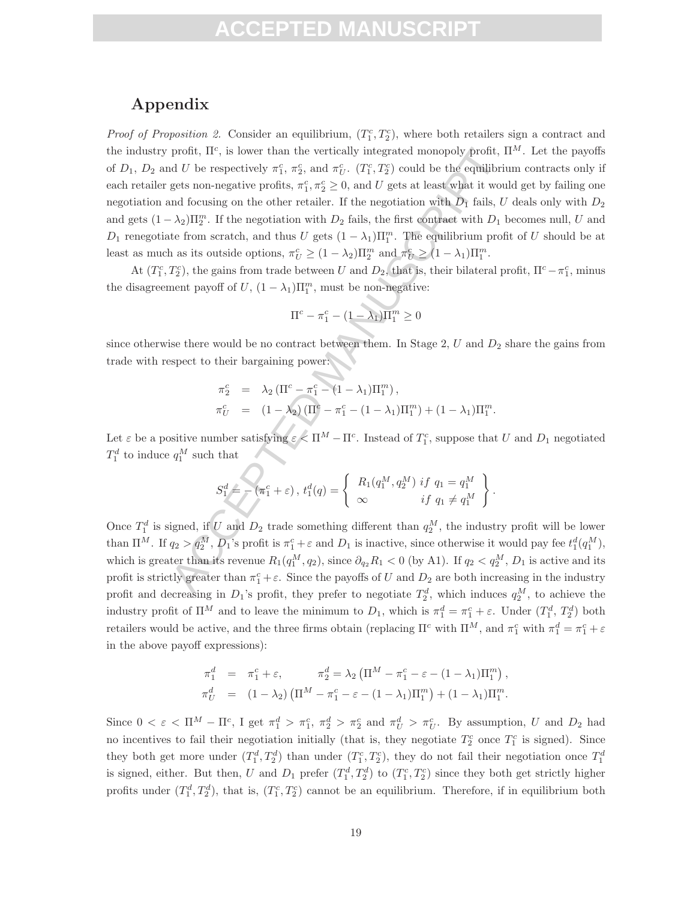## Appendix

*Proof of Proposition 2.* Consider an equilibrium, $(T_1^c, T_2^c)$, where both retailers sign a contract and the industry profit, $\Pi^c$, is lower than the vertically integrated monopoly profit, $\Pi^M$. Let the payoffs of $D_1$, $D_2$ and $U$ be respectively $\pi_1^c$, $\pi_2^c$, and $\pi_U^c$. $(T_1^c, T_2^c)$ could be the equilibrium contracts only if each retailer gets non-negative profits, $\pi_1^c, \pi_2^c \geq 0$, and $U$ gets at least what it would get by failing one negotiation and focusing on the other retailer. If the negotiation with $D_1$ fails, $U$ deals only with $D_2$ and gets $(1-\lambda_2)\Pi_2^m$. If the negotiation with $D_2$ fails, the first contract with $D_1$ becomes null, $U$ and $D_1$ renegotiate from scratch, and thus $U$ gets $(1-\lambda_1)\Pi_1^m$. The equilibrium profit of $U$ should be at least as much as its outside options, $\pi_U^c \geq (1-\lambda_2)\Pi_2^m$ and $\pi_U^c \geq (1-\lambda_1)\Pi_1^m$.

At $(T_1^c, T_2^c)$, the gains from trade between $U$ and $D_2$, that is, their bilateral profit, $\Pi^c - \pi_1^c$, minus the disagreement payoff of $U$, $(1-\lambda_1)\Pi_1^m$, must be non-negative:

$$\Pi^c - \pi_1^c - (1-\lambda_1)\Pi_1^m \geq 0$$

since otherwise there would be no contract between them. In Stage 2, $U$ and $D_2$ share the gains from trade with respect to their bargaining power:

$$\begin{aligned}
\pi_2^c &= \lambda_2 \left(\Pi^c - \pi_1^c - (1-\lambda_1)\Pi_1^m\right), \\
\pi_U^c &= (1-\lambda_2)\left(\Pi^c - \pi_1^c - (1-\lambda_1)\Pi_1^m\right) + (1-\lambda_1)\Pi_1^m.
\end{aligned}$$

Let $\varepsilon$ be a positive number satisfying $\varepsilon < \Pi^M - \Pi^c$. Instead of $T_1^c$, suppose that $U$ and $D_1$ negotiated $T_1^d$ to induce $q_1^M$ such that

$$S_1^d = -\left(\pi_1^c + \varepsilon\right), \; t_1^d(q) = \left\{ \begin{array}{ll} R_1(q_1^M, q_2^M) & if \;\, q_1 = q_1^M \\ \infty & if \;\, q_1 \neq q_1^M \end{array} \right\}.$$

Once $T_1^d$ is signed, if $U$ and $D_2$ trade something different than $q_2^M$, the industry profit will be lower than $\Pi^M$. If $q_2 > q_2^M$, $D_1$'s profit is $\pi_1^c + \varepsilon$ and $D_1$ is inactive, since otherwise it would pay fee $t_1^d(q_1^M)$, which is greater than its revenue $R_1(q_1^M, q_2)$, since $\partial_{q_2} R_1 < 0$ (by A1). If $q_2 < q_2^M$, $D_1$ is active and its profit is strictly greater than $\pi_1^c + \varepsilon$. Since the payoffs of $U$ and $D_2$ are both increasing in the industry profit and decreasing in $D_1$'s profit, they prefer to negotiate $T_2^d$, which induces $q_2^M$, to achieve the industry profit of $\Pi^M$ and to leave the minimum to $D_1$, which is $\pi_1^d = \pi_1^c + \varepsilon$. Under $(T_1^d, T_2^d)$ both retailers would be active, and the three firms obtain (replacing $\Pi^c$ with $\Pi^M$, and $\pi_1^c$ with $\pi_1^d = \pi_1^c + \varepsilon$ in the above payoff expressions):

$$\begin{aligned}
\pi_1^d &= \pi_1^c + \varepsilon, \qquad\quad \pi_2^d = \lambda_2\left(\Pi^M - \pi_1^c - \varepsilon - (1-\lambda_1)\Pi_1^m\right), \\
\pi_U^d &= (1-\lambda_2)\left(\Pi^M - \pi_1^c - \varepsilon - (1-\lambda_1)\Pi_1^m\right) + (1-\lambda_1)\Pi_1^m.
\end{aligned}$$

Since $0 < \varepsilon < \Pi^M - \Pi^c$, I get $\pi_1^d > \pi_1^c$, $\pi_2^d > \pi_2^c$ and $\pi_U^d > \pi_U^c$. By assumption, $U$ and $D_2$ had no incentives to fail their negotiation initially (that is, they negotiate $T_2^c$ once $T_1^c$ is signed). Since they both get more under $(T_1^d, T_2^d)$ than under $(T_1^c, T_2^c)$, they do not fail their negotiation once $T_1^d$ is signed, either. But then, $U$ and $D_1$ prefer $(T_1^d, T_2^d)$ to $(T_1^c, T_2^c)$ since they both get strictly higher profits under $(T_1^d, T_2^d)$, that is, $(T_1^c, T_2^c)$ cannot be an equilibrium. Therefore, if in equilibrium both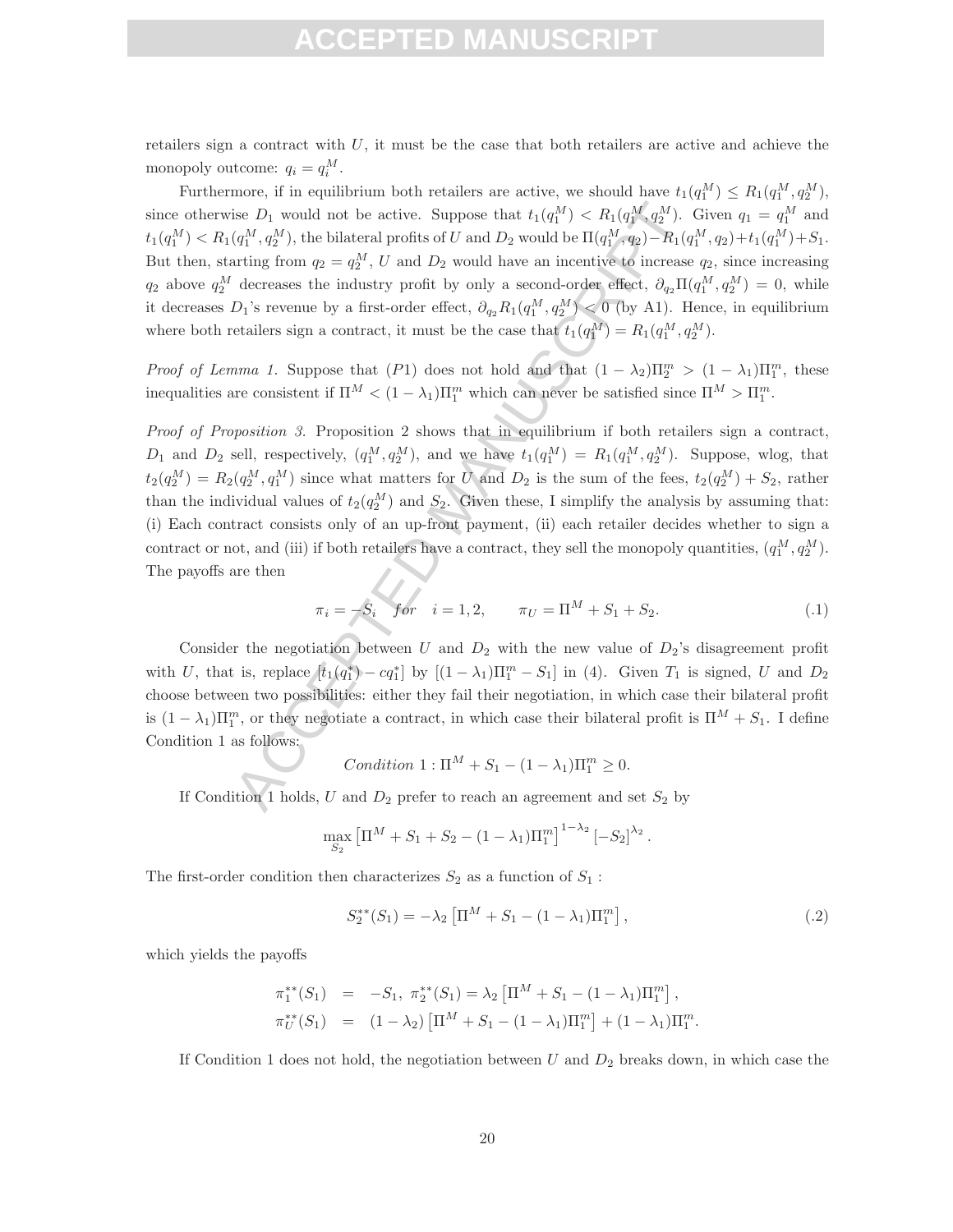retailers sign a contract with $U$, it must be the case that both retailers are active and achieve the monopoly outcome: $q_i = q_i^M$.

Furthermore, if in equilibrium both retailers are active, we should have $t_1(q_1^M) \leq R_1(q_1^M, q_2^M)$, since otherwise $D_1$ would not be active. Suppose that $t_1(q_1^M) < R_1(q_1^M, q_2^M)$. Given $q_1 = q_1^M$ and $t_1(q_1^M) < R_1(q_1^M, q_2^M)$, the bilateral profits of $U$ and $D_2$ would be $\Pi(q_1^M, q_2) - R_1(q_1^M, q_2) + t_1(q_1^M) + S_1$. But then, starting from $q_2 = q_2^M$, $U$ and $D_2$ would have an incentive to increase $q_2$, since increasing $q_2$ above $q_2^M$ decreases the industry profit by only a second-order effect, $\partial_{q_2}\Pi(q_1^M, q_2^M) = 0$, while it decreases $D_1$'s revenue by a first-order effect, $\partial_{q_2} R_1(q_1^M, q_2^M) < 0$ (by A1). Hence, in equilibrium where both retailers sign a contract, it must be the case that $t_1(q_1^M) = R_1(q_1^M, q_2^M)$.

*Proof of Lemma 1.* Suppose that $(P1)$ does not hold and that $(1-\lambda_2)\Pi_2^m > (1-\lambda_1)\Pi_1^m$, these inequalities are consistent if $\Pi^M < (1-\lambda_1)\Pi_1^m$ which can never be satisfied since $\Pi^M > \Pi_1^m$.

*Proof of Proposition 3.* Proposition 2 shows that in equilibrium if both retailers sign a contract, $D_1$ and $D_2$ sell, respectively, $(q_1^M, q_2^M)$, and we have $t_1(q_1^M) = R_1(q_1^M, q_2^M)$. Suppose, wlog, that $t_2(q_2^M) = R_2(q_2^M, q_1^M)$ since what matters for $U$ and $D_2$ is the sum of the fees, $t_2(q_2^M) + S_2$, rather than the individual values of $t_2(q_2^M)$ and $S_2$. Given these, I simplify the analysis by assuming that: (i) Each contract consists only of an up-front payment, (ii) each retailer decides whether to sign a contract or not, and (iii) if both retailers have a contract, they sell the monopoly quantities, $(q_1^M, q_2^M)$. The payoffs are then

$$\pi_i = -S_i \quad for \quad i = 1, 2, \qquad \pi_U = \Pi^M + S_1 + S_2. \tag{.1}$$

Consider the negotiation between $U$ and $D_2$ with the new value of $D_2$'s disagreement profit with $U$, that is, replace $[t_1(q_1^*) - cq_1^*]$ by $[(1-\lambda_1)\Pi_1^m - S_1]$ in (4). Given $T_1$ is signed, $U$ and $D_2$ choose between two possibilities: either they fail their negotiation, in which case their bilateral profit is $(1-\lambda_1)\Pi_1^m$, or they negotiate a contract, in which case their bilateral profit is $\Pi^M + S_1$. I define Condition 1 as follows:

$$Condition\ 1 : \Pi^M + S_1 - (1-\lambda_1)\Pi_1^m \geq 0.$$

If Condition 1 holds, $U$ and $D_2$ prefer to reach an agreement and set $S_2$ by

$$\max_{S_2} \left[\Pi^M + S_1 + S_2 - (1-\lambda_1)\Pi_1^m\right]^{1-\lambda_2} \left[-S_2\right]^{\lambda_2}.$$

The first-order condition then characterizes $S_2$ as a function of $S_1$ :

$$S_2^{**}(S_1) = -\lambda_2 \left[\Pi^M + S_1 - (1-\lambda_1)\Pi_1^m\right], \tag{.2}$$

which yields the payoffs

$$\begin{aligned}
\pi_1^{**}(S_1) &= -S_1,\ \pi_2^{**}(S_1) = \lambda_2\left[\Pi^M + S_1 - (1-\lambda_1)\Pi_1^m\right], \\
\pi_U^{**}(S_1) &= (1-\lambda_2)\left[\Pi^M + S_1 - (1-\lambda_1)\Pi_1^m\right] + (1-\lambda_1)\Pi_1^m.
\end{aligned}$$

If Condition 1 does not hold, the negotiation between $U$ and $D_2$ breaks down, in which case the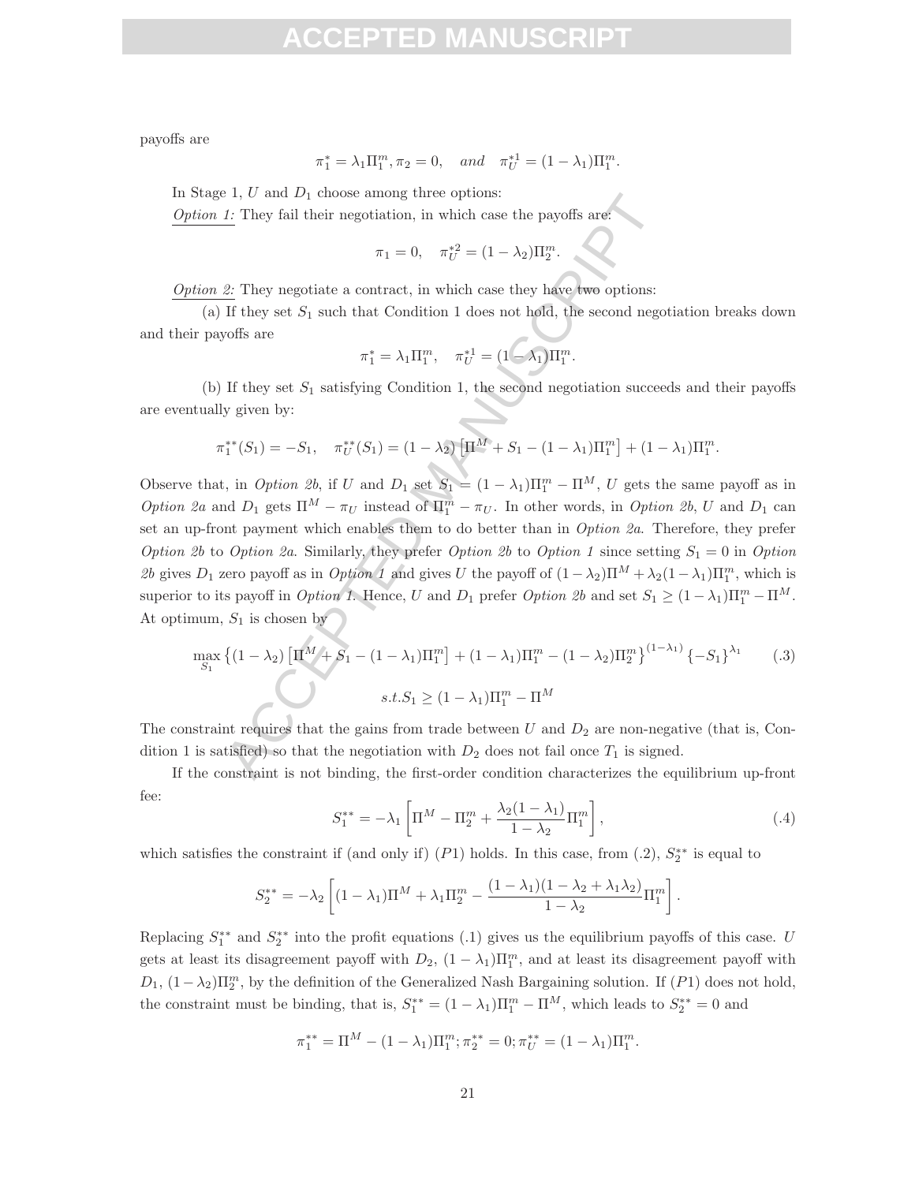payoffs are

$$\pi_1^* = \lambda_1 \Pi_1^m, \pi_2 = 0, \quad and \quad \pi_U^{*1} = (1-\lambda_1)\Pi_1^m.$$

In Stage 1, $U$ and $D_1$ choose among three options:

Option 1: They fail their negotiation, in which case the payoffs are:

$$\pi_1 = 0, \quad \pi_U^{*2} = (1-\lambda_2)\Pi_2^m.$$

Option 2: They negotiate a contract, in which case they have two options:

(a) If they set $S_1$ such that Condition 1 does not hold, the second negotiation breaks down and their payoffs are

$$\pi_1^* = \lambda_1 \Pi_1^m, \quad \pi_U^{*1} = (1-\lambda_1)\Pi_1^m.$$

(b) If they set $S_1$ satisfying Condition 1, the second negotiation succeeds and their payoffs are eventually given by:

$$\pi_1^{**}(S_1) = -S_1, \quad \pi_U^{**}(S_1) = (1-\lambda_2)\left[\Pi^M + S_1 - (1-\lambda_1)\Pi_1^m\right] + (1-\lambda_1)\Pi_1^m.$$

Observe that, in *Option 2b*, if $U$ and $D_1$ set $S_1 = (1-\lambda_1)\Pi_1^m - \Pi^M$, $U$ gets the same payoff as in *Option 2a* and $D_1$ gets $\Pi^M - \pi_U$ instead of $\Pi_1^m - \pi_U$. In other words, in *Option 2b*, $U$ and $D_1$ can set an up-front payment which enables them to do better than in *Option 2a*. Therefore, they prefer *Option 2b* to *Option 2a*. Similarly, they prefer *Option 2b* to *Option 1* since setting $S_1 = 0$ in *Option 2b* gives $D_1$ zero payoff as in *Option 1* and gives $U$ the payoff of $(1-\lambda_2)\Pi^M + \lambda_2(1-\lambda_1)\Pi_1^m$, which is superior to its payoff in *Option 1*. Hence, $U$ and $D_1$ prefer *Option 2b* and set $S_1 \geq (1-\lambda_1)\Pi_1^m - \Pi^M$. At optimum, $S_1$ is chosen by

$$\max_{S_1} \left\{(1-\lambda_2)\left[\Pi^M + S_1 - (1-\lambda_1)\Pi_1^m\right] + (1-\lambda_1)\Pi_1^m - (1-\lambda_2)\Pi_2^m\right\}^{(1-\lambda_1)} \{-S_1\}^{\lambda_1} \qquad (.3)$$

$$s.t. S_1 \geq (1-\lambda_1)\Pi_1^m - \Pi^M$$

The constraint requires that the gains from trade between $U$ and $D_2$ are non-negative (that is, Condition 1 is satisfied) so that the negotiation with $D_2$ does not fail once $T_1$ is signed.

If the constraint is not binding, the first-order condition characterizes the equilibrium up-front fee:

$$S_1^{**} = -\lambda_1\left[\Pi^M - \Pi_2^m + \frac{\lambda_2(1-\lambda_1)}{1-\lambda_2}\Pi_1^m\right], \qquad (.4)$$

which satisfies the constraint if (and only if) $(P1)$ holds. In this case, from (.2), $S_2^{**}$ is equal to

$$S_2^{**} = -\lambda_2\left[(1-\lambda_1)\Pi^M + \lambda_1\Pi_2^m - \frac{(1-\lambda_1)(1-\lambda_2+\lambda_1\lambda_2)}{1-\lambda_2}\Pi_1^m\right].$$

Replacing $S_1^{**}$ and $S_2^{**}$ into the profit equations (.1) gives us the equilibrium payoffs of this case. $U$ gets at least its disagreement payoff with $D_2$, $(1-\lambda_1)\Pi_1^m$, and at least its disagreement payoff with $D_1$, $(1-\lambda_2)\Pi_2^m$, by the definition of the Generalized Nash Bargaining solution. If $(P1)$ does not hold, the constraint must be binding, that is, $S_1^{**} = (1-\lambda_1)\Pi_1^m - \Pi^M$, which leads to $S_2^{**} = 0$ and

$$\pi_1^{**} = \Pi^M - (1-\lambda_1)\Pi_1^m; \pi_2^{**} = 0; \pi_U^{**} = (1-\lambda_1)\Pi_1^m.$$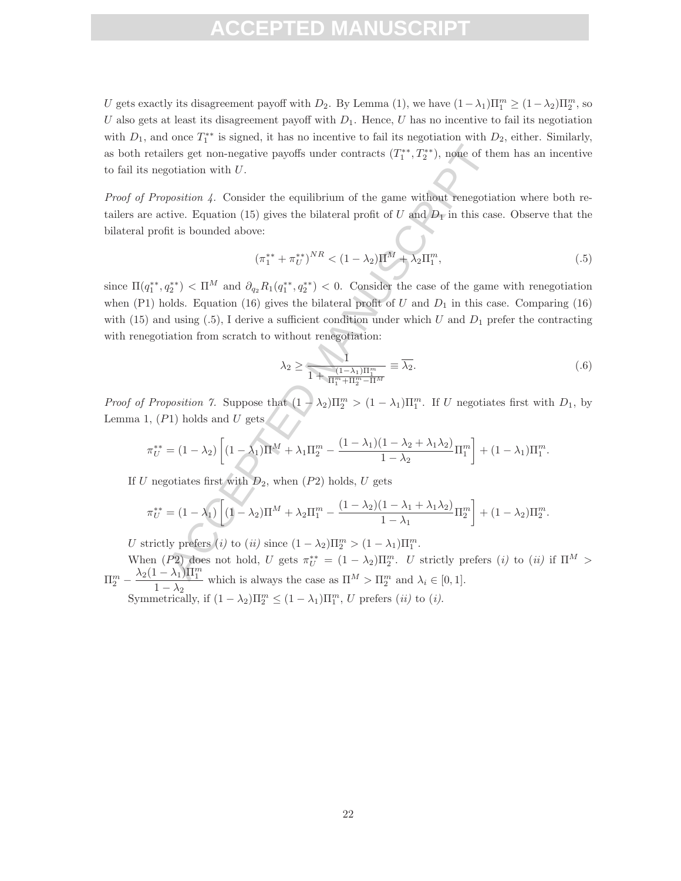$U$ gets exactly its disagreement payoff with $D_2$. By Lemma (1), we have $(1-\lambda_1)\Pi_1^m \geq (1-\lambda_2)\Pi_2^m$, so $U$ also gets at least its disagreement payoff with $D_1$. Hence, $U$ has no incentive to fail its negotiation with $D_1$, and once $T_1^{**}$ is signed, it has no incentive to fail its negotiation with $D_2$, either. Similarly, as both retailers get non-negative payoffs under contracts $(T_1^{**}, T_2^{**})$, none of them has an incentive to fail its negotiation with $U$.

*Proof of Proposition 4.* Consider the equilibrium of the game without renegotiation where both retailers are active. Equation (15) gives the bilateral profit of $U$ and $D_1$ in this case. Observe that the bilateral profit is bounded above:

$$(\pi_1^{**} + \pi_U^{**})^{NR} < (1-\lambda_2)\Pi^M + \lambda_2\Pi_1^m, \tag{.5}$$

since $\Pi(q_1^{**}, q_2^{**}) < \Pi^M$ and $\partial_{q_2} R_1(q_1^{**}, q_2^{**}) < 0$. Consider the case of the game with renegotiation when (P1) holds. Equation (16) gives the bilateral profit of $U$ and $D_1$ in this case. Comparing (16) with (15) and using (.5), I derive a sufficient condition under which $U$ and $D_1$ prefer the contracting with renegotiation from scratch to without renegotiation:

$$\lambda_2 \geq \frac{1}{1 + \frac{(1-\lambda_1)\Pi_1^m}{\Pi_1^m + \Pi_2^m - \Pi^M}} \equiv \overline{\lambda_2}. \tag{.6}$$

*Proof of Proposition 7.* Suppose that $(1-\lambda_2)\Pi_2^m > (1-\lambda_1)\Pi_1^m$. If $U$ negotiates first with $D_1$, by Lemma 1, $(P1)$ holds and $U$ gets

$$\pi_U^{**} = (1-\lambda_2)\left[(1-\lambda_1)\Pi^M + \lambda_1\Pi_2^m - \frac{(1-\lambda_1)(1-\lambda_2+\lambda_1\lambda_2)}{1-\lambda_2}\Pi_1^m\right] + (1-\lambda_1)\Pi_1^m.$$

If $U$ negotiates first with $D_2$, when $(P2)$ holds, $U$ gets

$$\pi_U^{**} = (1-\lambda_1)\left[(1-\lambda_2)\Pi^M + \lambda_2\Pi_1^m - \frac{(1-\lambda_2)(1-\lambda_1+\lambda_1\lambda_2)}{1-\lambda_1}\Pi_2^m\right] + (1-\lambda_2)\Pi_2^m.$$

$U$ strictly prefers *(i)* to *(ii)* since $(1-\lambda_2)\Pi_2^m > (1-\lambda_1)\Pi_1^m$.

When $(P2)$ does not hold, $U$ gets $\pi_U^{**} = (1-\lambda_2)\Pi_2^m$. $U$ strictly prefers *(i)* to *(ii)* if $\Pi^M > \Pi_2^m - \dfrac{\lambda_2(1-\lambda_1)\Pi_1^m}{1-\lambda_2}$ which is always the case as $\Pi^M > \Pi_2^m$ and $\lambda_i \in [0,1]$.

Symmetrically, if $(1-\lambda_2)\Pi_2^m \leq (1-\lambda_1)\Pi_1^m$, $U$ prefers *(ii)* to *(i)*.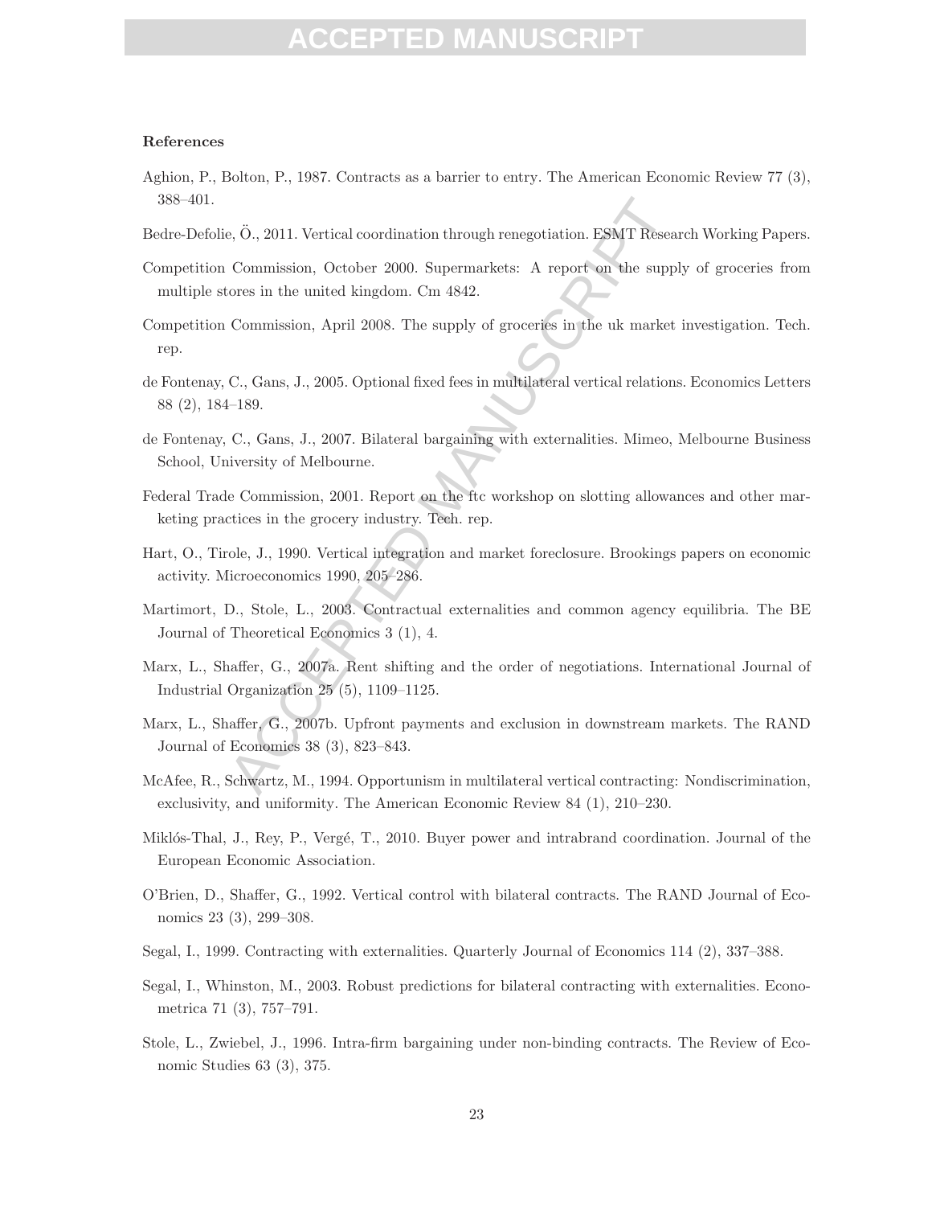**References**

Aghion, P., Bolton, P., 1987. Contracts as a barrier to entry. The American Economic Review 77 (3), 388–401.

Bedre-Defolie, Ö., 2011. Vertical coordination through renegotiation. ESMT Research Working Papers.

Competition Commission, October 2000. Supermarkets: A report on the supply of groceries from multiple stores in the united kingdom. Cm 4842.

Competition Commission, April 2008. The supply of groceries in the uk market investigation. Tech. rep.

de Fontenay, C., Gans, J., 2005. Optional fixed fees in multilateral vertical relations. Economics Letters 88 (2), 184–189.

de Fontenay, C., Gans, J., 2007. Bilateral bargaining with externalities. Mimeo, Melbourne Business School, University of Melbourne.

Federal Trade Commission, 2001. Report on the ftc workshop on slotting allowances and other marketing practices in the grocery industry. Tech. rep.

Hart, O., Tirole, J., 1990. Vertical integration and market foreclosure. Brookings papers on economic activity. Microeconomics 1990, 205–286.

Martimort, D., Stole, L., 2003. Contractual externalities and common agency equilibria. The BE Journal of Theoretical Economics 3 (1), 4.

Marx, L., Shaffer, G., 2007a. Rent shifting and the order of negotiations. International Journal of Industrial Organization 25 (5), 1109–1125.

Marx, L., Shaffer, G., 2007b. Upfront payments and exclusion in downstream markets. The RAND Journal of Economics 38 (3), 823–843.

McAfee, R., Schwartz, M., 1994. Opportunism in multilateral vertical contracting: Nondiscrimination, exclusivity, and uniformity. The American Economic Review 84 (1), 210–230.

Miklós-Thal, J., Rey, P., Vergé, T., 2010. Buyer power and intrabrand coordination. Journal of the European Economic Association.

O'Brien, D., Shaffer, G., 1992. Vertical control with bilateral contracts. The RAND Journal of Economics 23 (3), 299–308.

Segal, I., 1999. Contracting with externalities. Quarterly Journal of Economics 114 (2), 337–388.

Segal, I., Whinston, M., 2003. Robust predictions for bilateral contracting with externalities. Econometrica 71 (3), 757–791.

Stole, L., Zwiebel, J., 1996. Intra-firm bargaining under non-binding contracts. The Review of Economic Studies 63 (3), 375.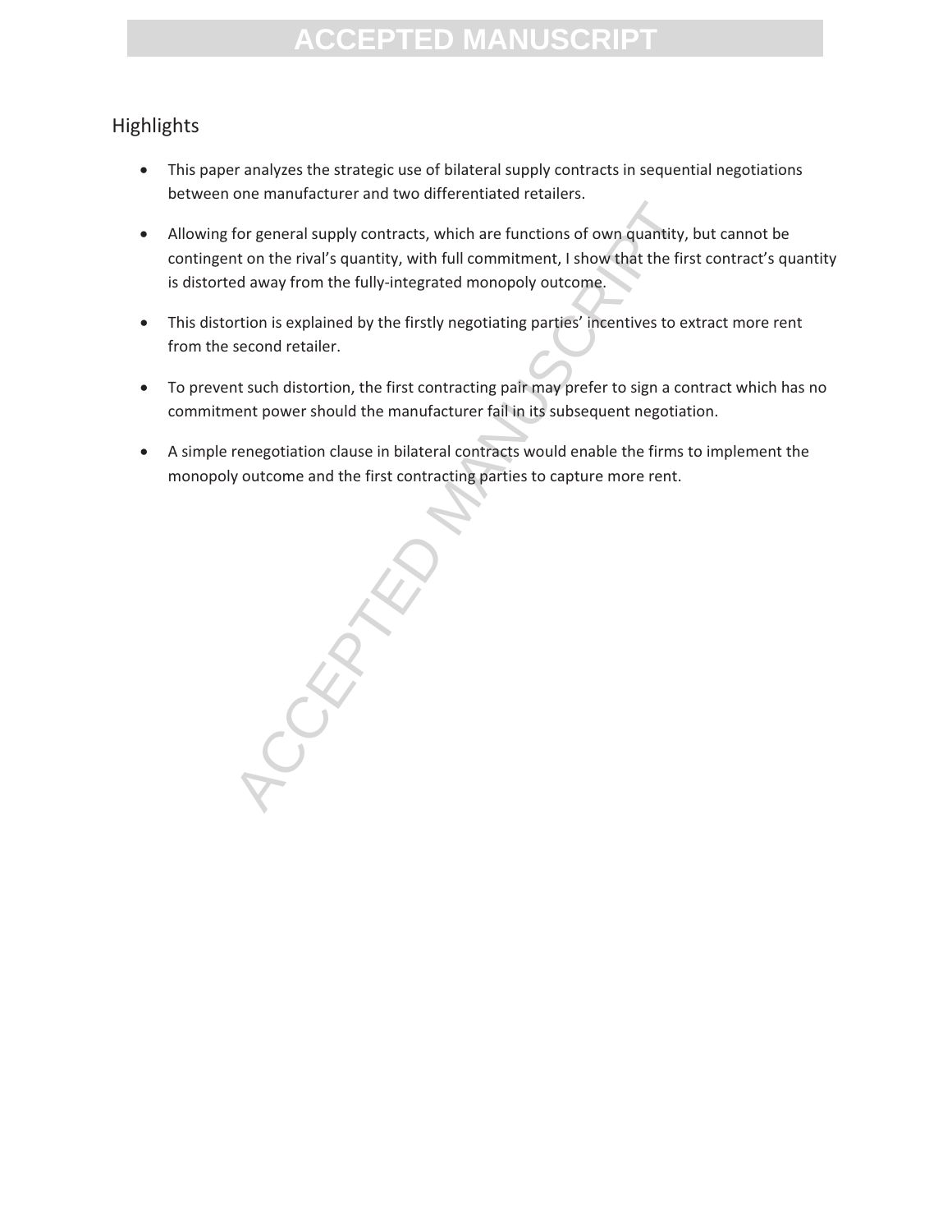## Highlights

- This paper analyzes the strategic use of bilateral supply contracts in sequential negotiations between one manufacturer and two differentiated retailers.
- Allowing for general supply contracts, which are functions of own quantity, but cannot be contingent on the rival's quantity, with full commitment, I show that the first contract's quantity is distorted away from the fully-integrated monopoly outcome.
- This distortion is explained by the firstly negotiating parties' incentives to extract more rent from the second retailer.
- To prevent such distortion, the first contracting pair may prefer to sign a contract which has no commitment power should the manufacturer fail in its subsequent negotiation.
- A simple renegotiation clause in bilateral contracts would enable the firms to implement the monopoly outcome and the first contracting parties to capture more rent.